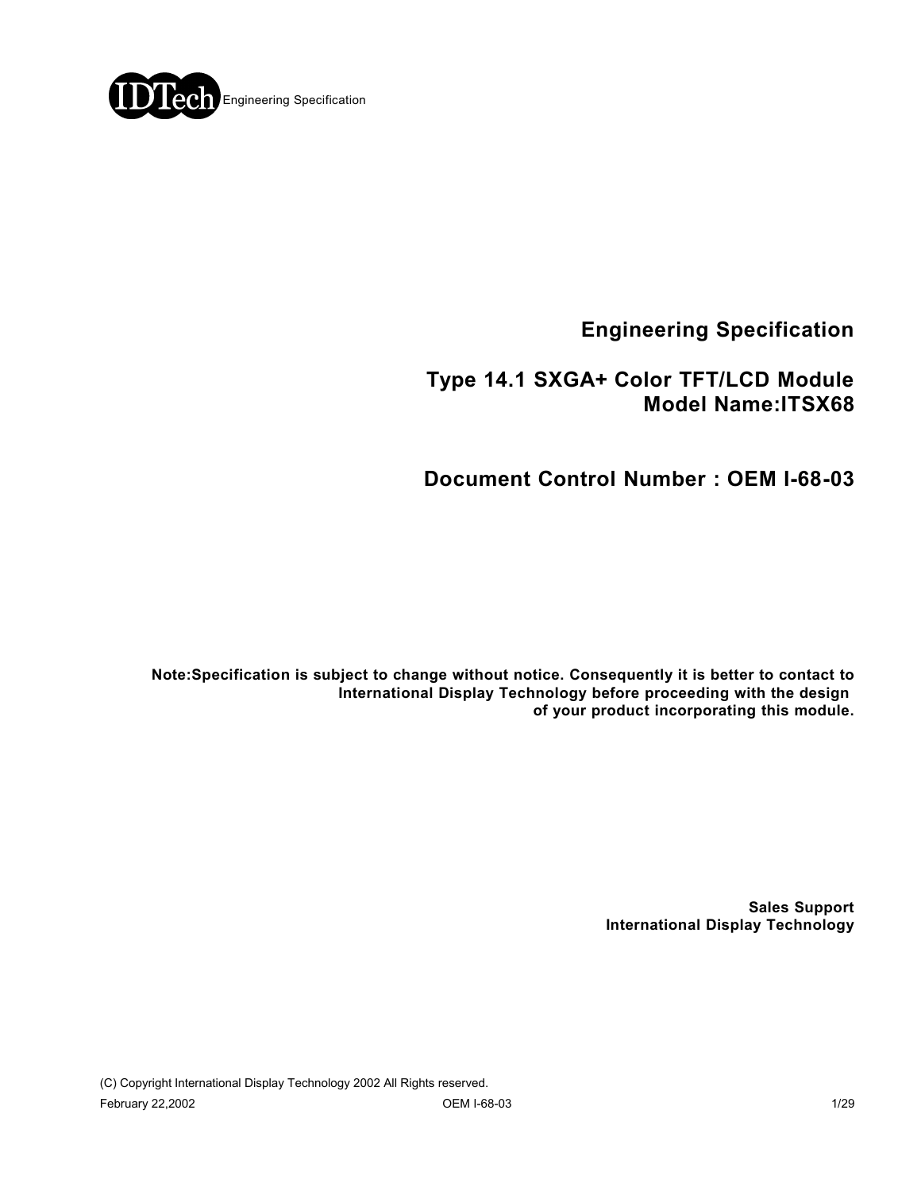IDTech Engineering Specification

# Engineering Specification

## Type 14.1 SXGA+ Color TFT/LCD Module
## Model Name:ITSX68

## Document Control Number : OEM I-68-03

**Note:Specification is subject to change without notice. Consequently it is better to contact to International Display Technology before proceeding with the design of your product incorporating this module.**

**Sales Support**
**International Display Technology**

(C) Copyright International Display Technology 2002 All Rights reserved.

February 22,2002 OEM I-68-03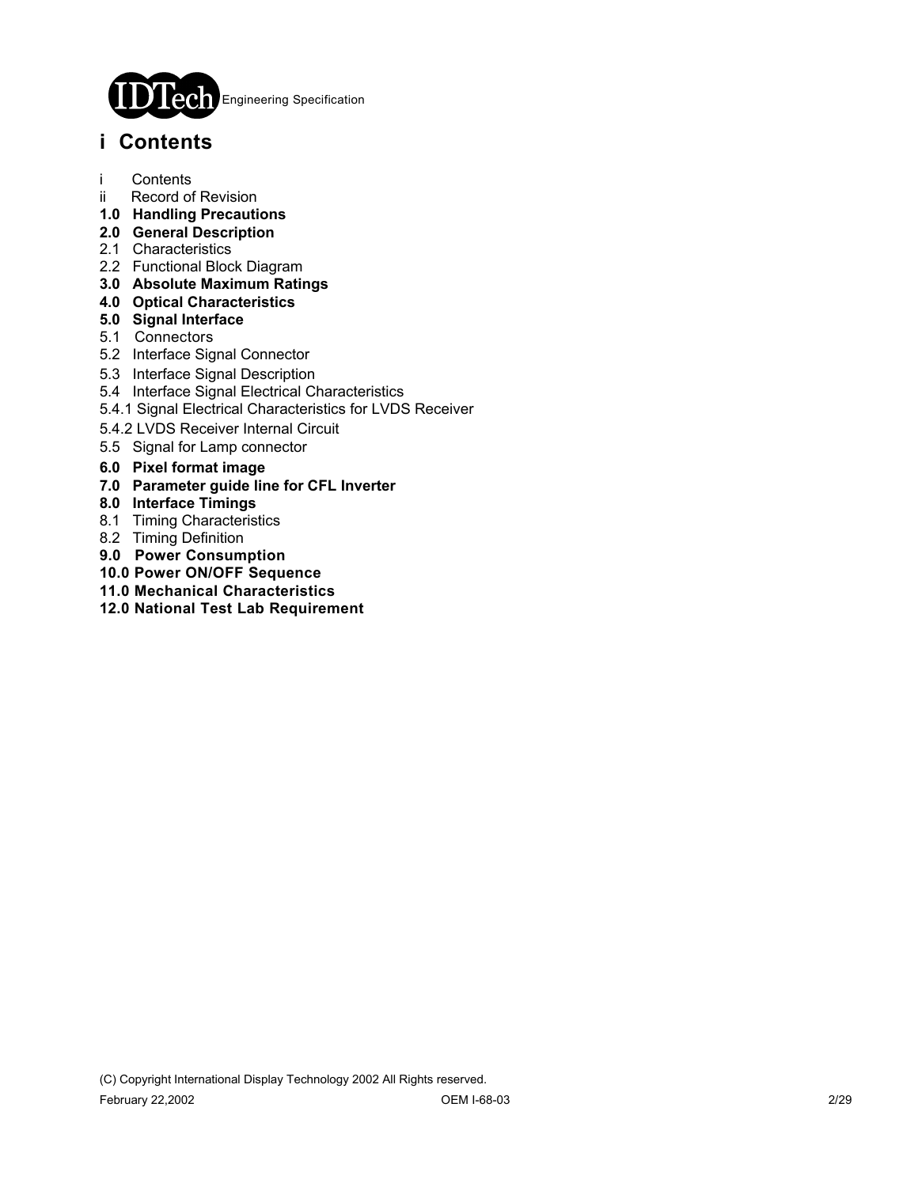# i Contents

i Contents
ii Record of Revision
**1.0 Handling Precautions**
**2.0 General Description**
2.1 Characteristics
2.2 Functional Block Diagram
**3.0 Absolute Maximum Ratings**
**4.0 Optical Characteristics**
**5.0 Signal Interface**
5.1 Connectors
5.2 Interface Signal Connector
5.3 Interface Signal Description
5.4 Interface Signal Electrical Characteristics
5.4.1 Signal Electrical Characteristics for LVDS Receiver
5.4.2 LVDS Receiver Internal Circuit
5.5 Signal for Lamp connector
**6.0 Pixel format image**
**7.0 Parameter guide line for CFL Inverter**
**8.0 Interface Timings**
8.1 Timing Characteristics
8.2 Timing Definition
**9.0 Power Consumption**
**10.0 Power ON/OFF Sequence**
**11.0 Mechanical Characteristics**
**12.0 National Test Lab Requirement**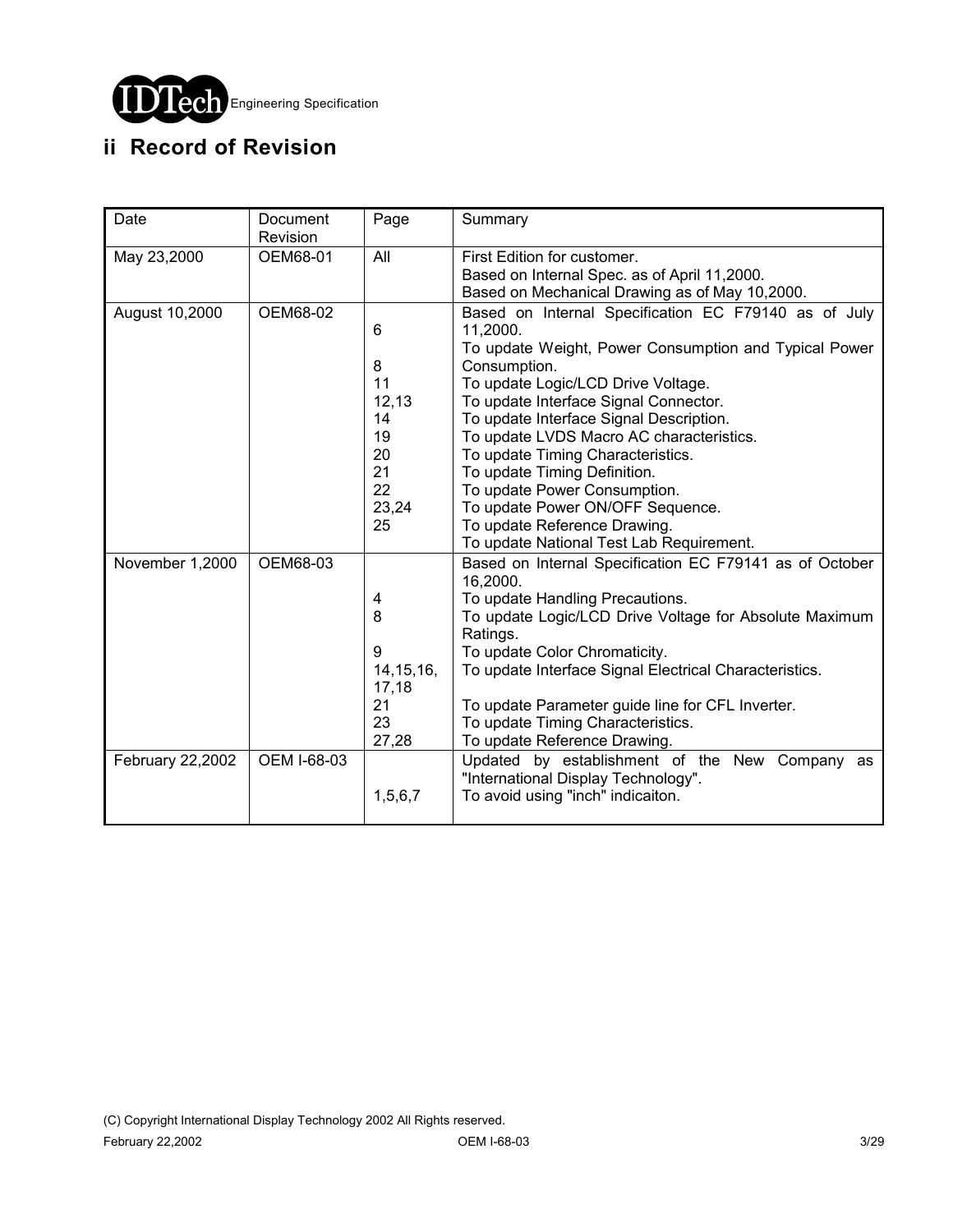## ii Record of Revision

| Date | Document Revision | Page | Summary |
| --- | --- | --- | --- |
| May 23,2000 | OEM68-01 | All | First Edition for customer.<br>Based on Internal Spec. as of April 11,2000.<br>Based on Mechanical Drawing as of May 10,2000. |
| August 10,2000 | OEM68-02 | <br>6<br><br>8<br>11<br>12,13<br>14<br>19<br>20<br>21<br>22<br>23,24<br>25 | Based on Internal Specification EC F79140 as of July 11,2000.<br>To update Weight, Power Consumption and Typical Power Consumption.<br>To update Logic/LCD Drive Voltage.<br>To update Interface Signal Connector.<br>To update Interface Signal Description.<br>To update LVDS Macro AC characteristics.<br>To update Timing Characteristics.<br>To update Timing Definition.<br>To update Power Consumption.<br>To update Power ON/OFF Sequence.<br>To update Reference Drawing.<br>To update National Test Lab Requirement. |
| November 1,2000 | OEM68-03 | <br>4<br>8<br><br>9<br>14,15,16, 17,18<br>21<br>23<br>27,28 | Based on Internal Specification EC F79141 as of October 16,2000.<br>To update Handling Precautions.<br>To update Logic/LCD Drive Voltage for Absolute Maximum Ratings.<br>To update Color Chromaticity.<br>To update Interface Signal Electrical Characteristics.<br>To update Parameter guide line for CFL Inverter.<br>To update Timing Characteristics.<br>To update Reference Drawing. |
| February 22,2002 | OEM I-68-03 | <br>1,5,6,7 | Updated by establishment of the New Company as "International Display Technology".<br>To avoid using "inch" indicaiton. |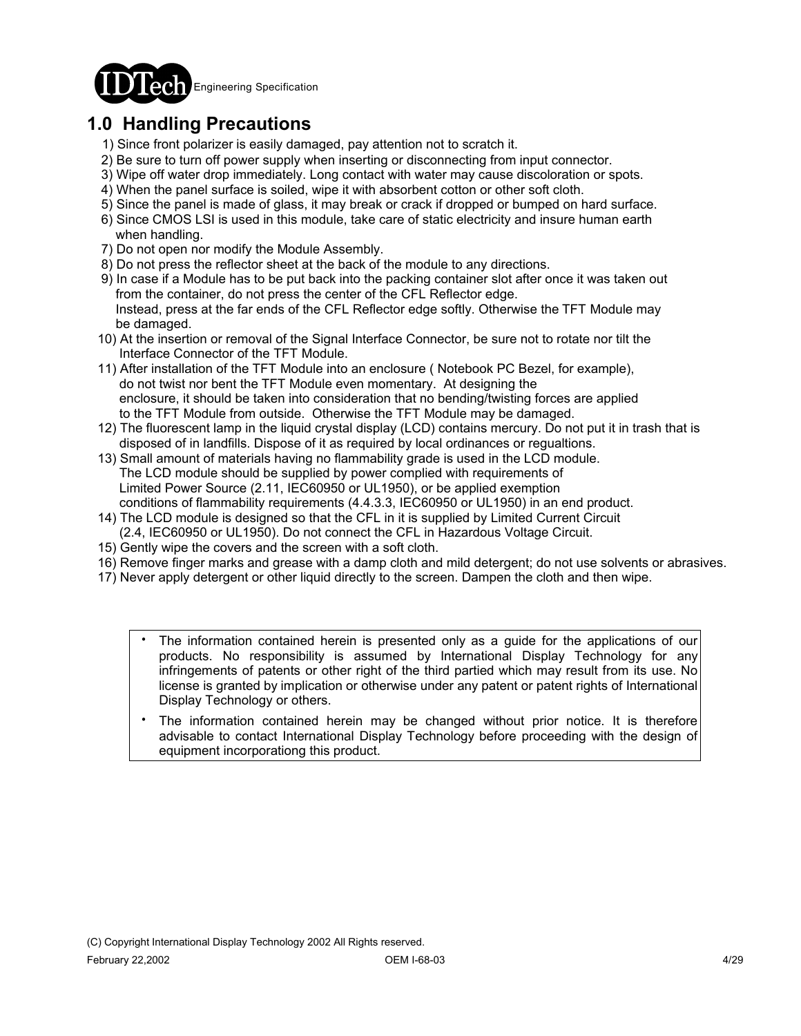## 1.0 Handling Precautions

1) Since front polarizer is easily damaged, pay attention not to scratch it.
2) Be sure to turn off power supply when inserting or disconnecting from input connector.
3) Wipe off water drop immediately. Long contact with water may cause discoloration or spots.
4) When the panel surface is soiled, wipe it with absorbent cotton or other soft cloth.
5) Since the panel is made of glass, it may break or crack if dropped or bumped on hard surface.
6) Since CMOS LSI is used in this module, take care of static electricity and insure human earth when handling.
7) Do not open nor modify the Module Assembly.
8) Do not press the reflector sheet at the back of the module to any directions.
9) In case if a Module has to be put back into the packing container slot after once it was taken out from the container, do not press the center of the CFL Reflector edge.
   Instead, press at the far ends of the CFL Reflector edge softly. Otherwise the TFT Module may be damaged.
10) At the insertion or removal of the Signal Interface Connector, be sure not to rotate nor tilt the Interface Connector of the TFT Module.
11) After installation of the TFT Module into an enclosure ( Notebook PC Bezel, for example), do not twist nor bent the TFT Module even momentary. At designing the enclosure, it should be taken into consideration that no bending/twisting forces are applied to the TFT Module from outside. Otherwise the TFT Module may be damaged.
12) The fluorescent lamp in the liquid crystal display (LCD) contains mercury. Do not put it in trash that is disposed of in landfills. Dispose of it as required by local ordinances or regualtions.
13) Small amount of materials having no flammability grade is used in the LCD module. The LCD module should be supplied by power complied with requirements of Limited Power Source (2.11, IEC60950 or UL1950), or be applied exemption conditions of flammability requirements (4.4.3.3, IEC60950 or UL1950) in an end product.
14) The LCD module is designed so that the CFL in it is supplied by Limited Current Circuit (2.4, IEC60950 or UL1950). Do not connect the CFL in Hazardous Voltage Circuit.
15) Gently wipe the covers and the screen with a soft cloth.
16) Remove finger marks and grease with a damp cloth and mild detergent; do not use solvents or abrasives.
17) Never apply detergent or other liquid directly to the screen. Dampen the cloth and then wipe.

- The information contained herein is presented only as a guide for the applications of our products. No responsibility is assumed by International Display Technology for any infringements of patents or other right of the third partied which may result from its use. No license is granted by implication or otherwise under any patent or patent rights of International Display Technology or others.
- The information contained herein may be changed without prior notice. It is therefore advisable to contact International Display Technology before proceeding with the design of equipment incorporationg this product.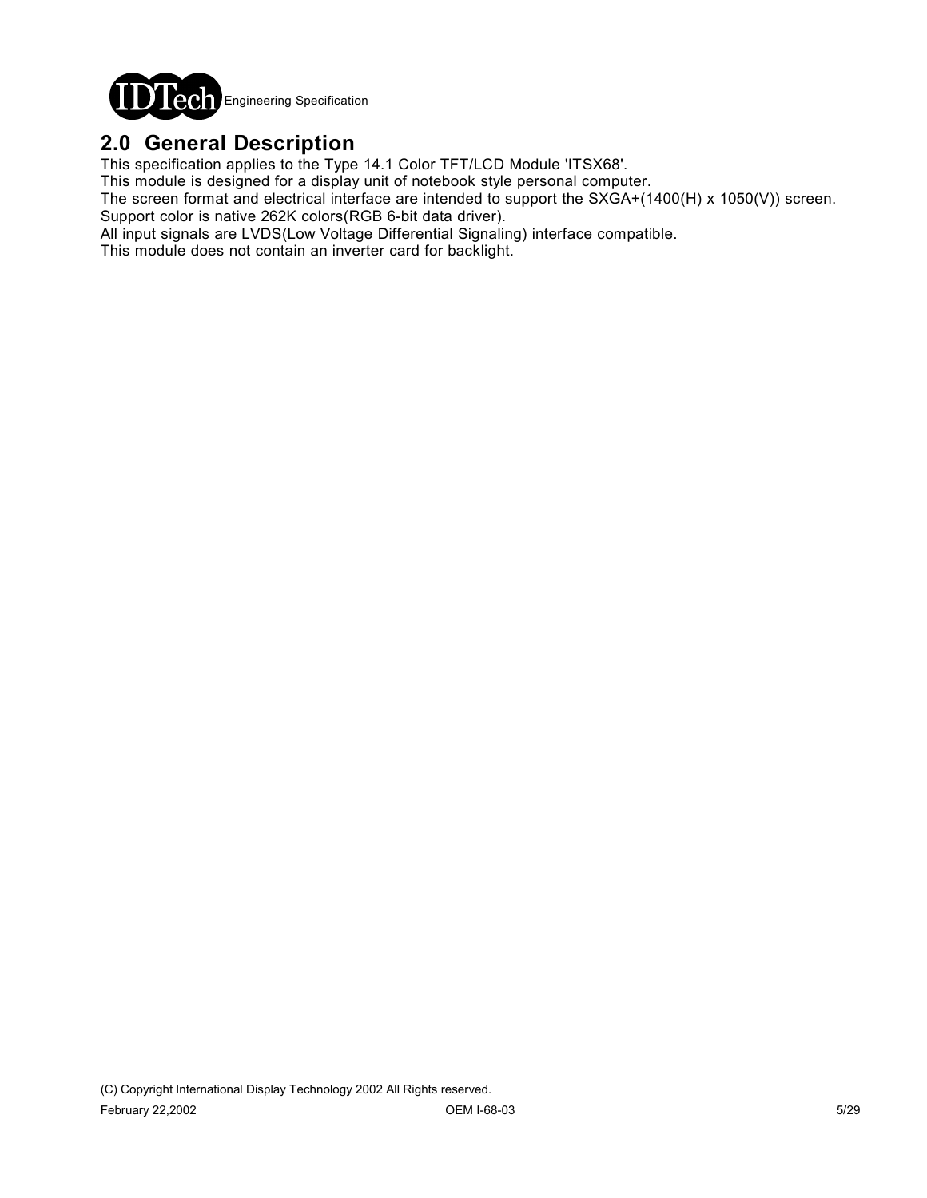## 2.0 General Description

This specification applies to the Type 14.1 Color TFT/LCD Module 'ITSX68'.
This module is designed for a display unit of notebook style personal computer.
The screen format and electrical interface are intended to support the SXGA+(1400(H) x 1050(V)) screen.
Support color is native 262K colors(RGB 6-bit data driver).
All input signals are LVDS(Low Voltage Differential Signaling) interface compatible.
This module does not contain an inverter card for backlight.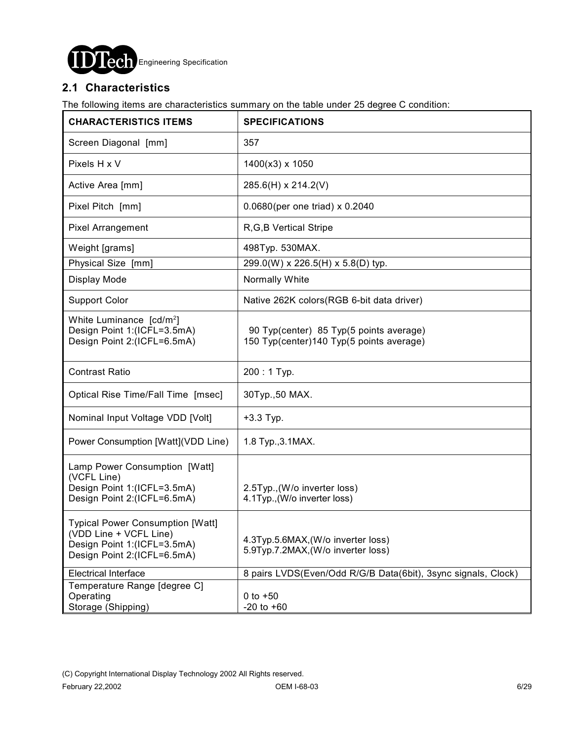## 2.1 Characteristics

The following items are characteristics summary on the table under 25 degree C condition:

| CHARACTERISTICS ITEMS | SPECIFICATIONS |
|---|---|
| Screen Diagonal [mm] | 357 |
| Pixels H x V | 1400(x3) x 1050 |
| Active Area [mm] | 285.6(H) x 214.2(V) |
| Pixel Pitch [mm] | 0.0680(per one triad) x 0.2040 |
| Pixel Arrangement | R,G,B Vertical Stripe |
| Weight [grams] | 498Typ. 530MAX. |
| Physical Size [mm] | 299.0(W) x 226.5(H) x 5.8(D) typ. |
| Display Mode | Normally White |
| Support Color | Native 262K colors(RGB 6-bit data driver) |
| White Luminance [cd/m$^2$]<br>Design Point 1:(ICFL=3.5mA)<br>Design Point 2:(ICFL=6.5mA) | 90 Typ(center) 85 Typ(5 points average)<br>150 Typ(center)140 Typ(5 points average) |
| Contrast Ratio | 200 : 1 Typ. |
| Optical Rise Time/Fall Time [msec] | 30Typ.,50 MAX. |
| Nominal Input Voltage VDD [Volt] | +3.3 Typ. |
| Power Consumption [Watt](VDD Line) | 1.8 Typ.,3.1MAX. |
| Lamp Power Consumption [Watt]<br>(VCFL Line)<br>Design Point 1:(ICFL=3.5mA)<br>Design Point 2:(ICFL=6.5mA) | 2.5Typ.,(W/o inverter loss)<br>4.1Typ.,(W/o inverter loss) |
| Typical Power Consumption [Watt]<br>(VDD Line + VCFL Line)<br>Design Point 1:(ICFL=3.5mA)<br>Design Point 2:(ICFL=6.5mA) | 4.3Typ.5.6MAX,(W/o inverter loss)<br>5.9Typ.7.2MAX,(W/o inverter loss) |
| Electrical Interface | 8 pairs LVDS(Even/Odd R/G/B Data(6bit), 3sync signals, Clock) |
| Temperature Range [degree C]<br>Operating<br>Storage (Shipping) | 0 to +50<br>-20 to +60 |

(C) Copyright International Display Technology 2002 All Rights reserved.

February 22,2002 OEM I-68-03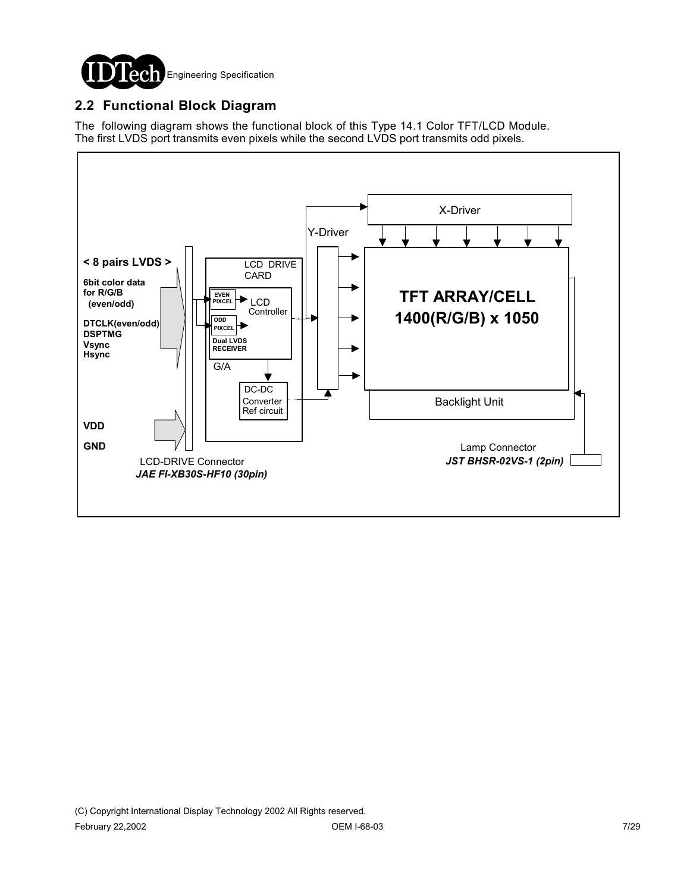## 2.2 Functional Block Diagram

The following diagram shows the functional block of this Type 14.1 Color TFT/LCD Module.
The first LVDS port transmits even pixels while the second LVDS port transmits odd pixels.

**< 8 pairs LVDS >**

**6bit color data for R/G/B (even/odd)**

**DTCLK(even/odd)**
**DSPTMG**
**Vsync**
**Hsync**

**VDD**

**GND**

LCD DRIVE CARD

EVEN PIXCEL

ODD PIXCEL

Dual LVDS RECEIVER

LCD Controller

G/A

DC-DC Converter Ref circuit

X-Driver

Y-Driver

**TFT ARRAY/CELL 1400(R/G/B) x 1050**

Backlight Unit

LCD-DRIVE Connector
***JAE FI-XB30S-HF10 (30pin)***

Lamp Connector
***JST BHSR-02VS-1 (2pin)***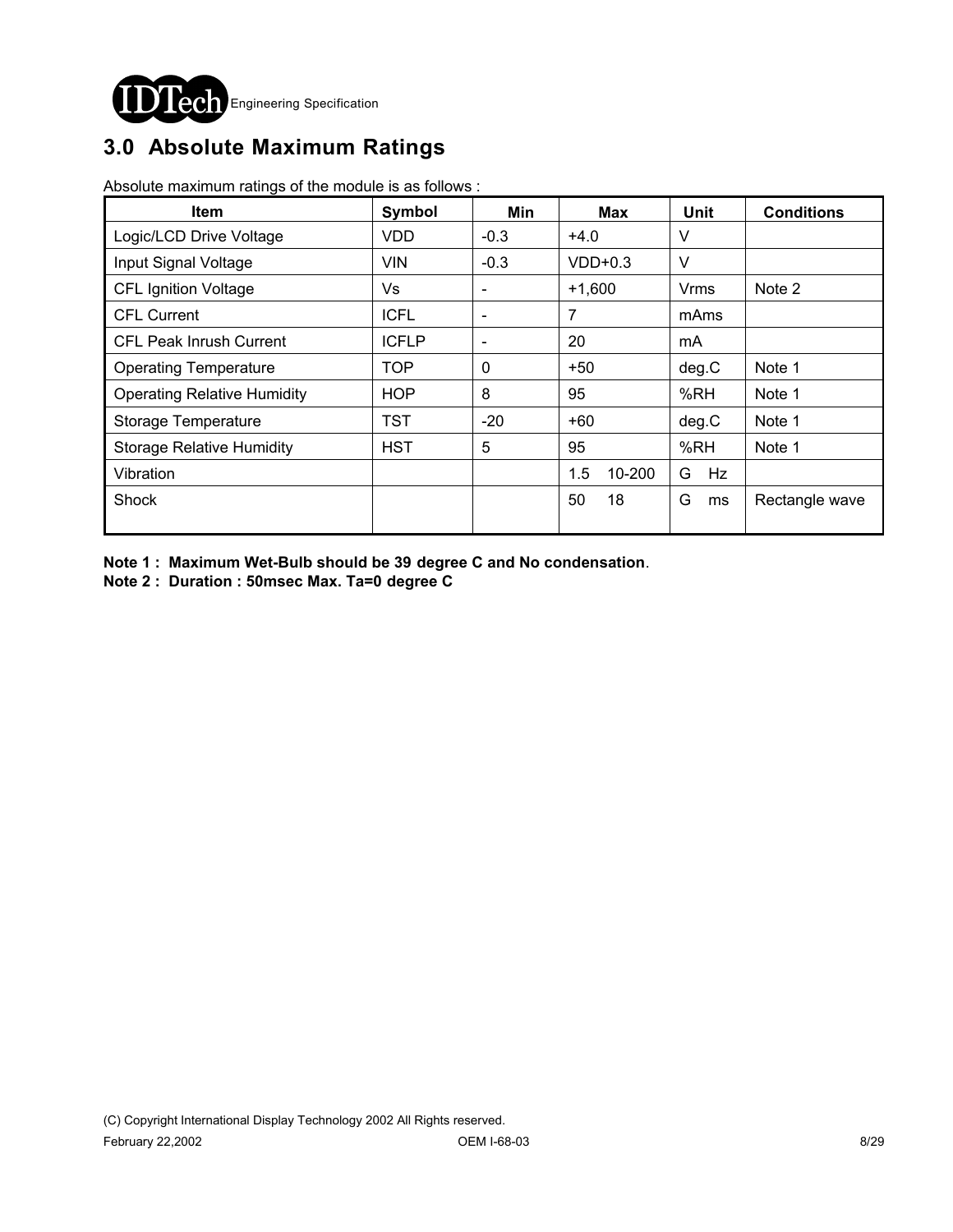## 3.0 Absolute Maximum Ratings

Absolute maximum ratings of the module is as follows :

| Item | Symbol | Min | Max | Unit | Conditions |
|---|---|---|---|---|---|
| Logic/LCD Drive Voltage | VDD | -0.3 | +4.0 | V | |
| Input Signal Voltage | VIN | -0.3 | VDD+0.3 | V | |
| CFL Ignition Voltage | Vs | - | +1,600 | Vrms | Note 2 |
| CFL Current | ICFL | - | 7 | mAms | |
| CFL Peak Inrush Current | ICFLP | - | 20 | mA | |
| Operating Temperature | TOP | 0 | +50 | deg.C | Note 1 |
| Operating Relative Humidity | HOP | 8 | 95 | %RH | Note 1 |
| Storage Temperature | TST | -20 | +60 | deg.C | Note 1 |
| Storage Relative Humidity | HST | 5 | 95 | %RH | Note 1 |
| Vibration | | | 1.5 10-200 | G Hz | |
| Shock | | | 50 18 | G ms | Rectangle wave |

**Note 1 : Maximum Wet-Bulb should be 39 degree C and No condensation**.
**Note 2 : Duration : 50msec Max. Ta=0 degree C**

(C) Copyright International Display Technology 2002 All Rights reserved.

February 22,2002 OEM I-68-03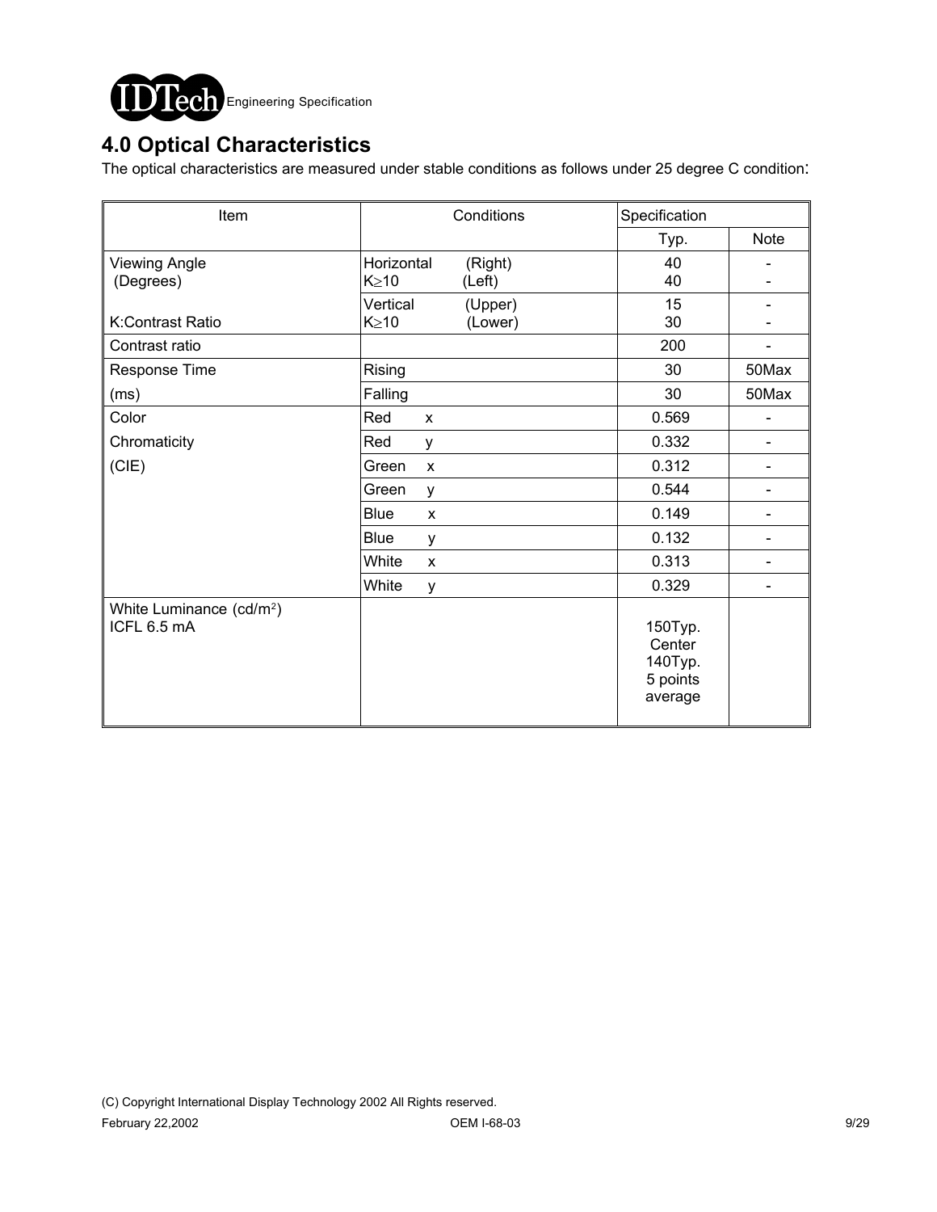## 4.0 Optical Characteristics

The optical characteristics are measured under stable conditions as follows under 25 degree C condition:

| Item | Conditions | Specification | |
|---|---|---|---|
| | | Typ. | Note |
| Viewing Angle (Degrees) | Horizontal (Right) $K \geq 10$ (Left) | 40<br>40 | -<br>- |
| K:Contrast Ratio | Vertical (Upper) $K \geq 10$ (Lower) | 15<br>30 | -<br>- |
| Contrast ratio | | 200 | - |
| Response Time | Rising | 30 | 50Max |
| (ms) | Falling | 30 | 50Max |
| Color | Red x | 0.569 | - |
| Chromaticity | Red y | 0.332 | - |
| (CIE) | Green x | 0.312 | - |
| | Green y | 0.544 | - |
| | Blue x | 0.149 | - |
| | Blue y | 0.132 | - |
| | White x | 0.313 | - |
| | White y | 0.329 | - |
| White Luminance (cd/$m^2$) ICFL 6.5 mA | | 150Typ. Center<br>140Typ. 5 points average | |

(C) Copyright International Display Technology 2002 All Rights reserved.

February 22,2002 OEM I-68-03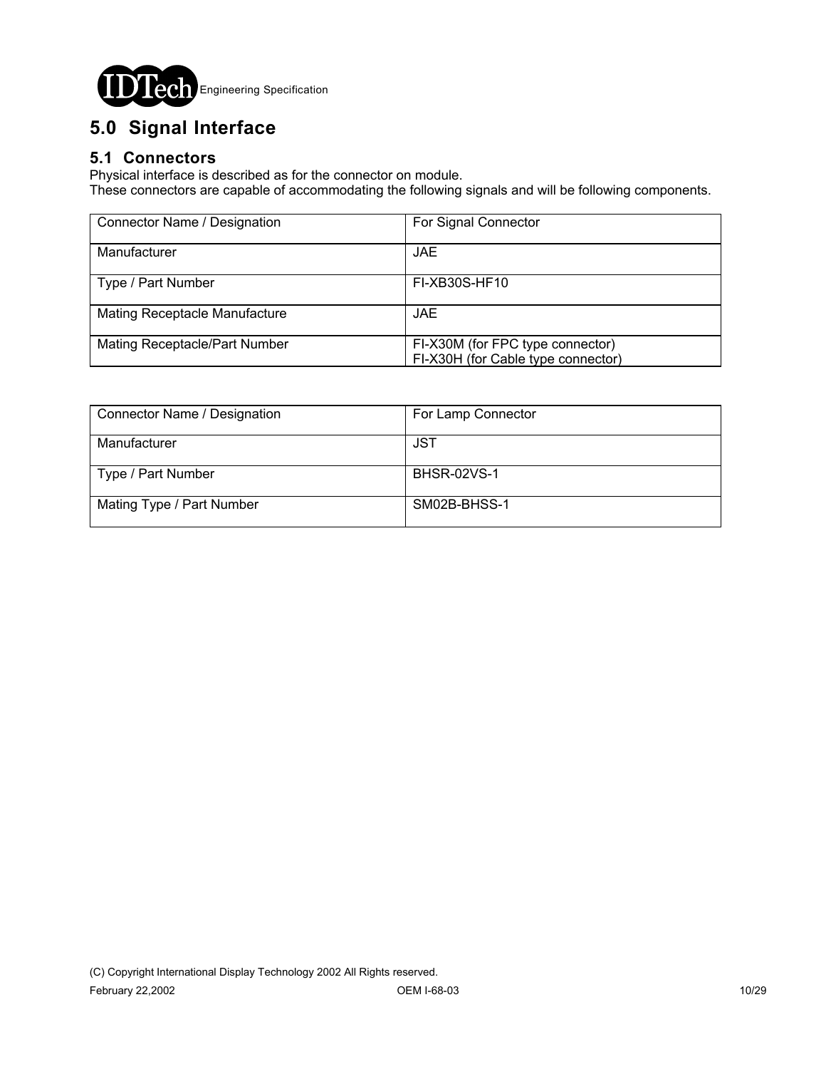# 5.0 Signal Interface

## 5.1 Connectors

Physical interface is described as for the connector on module.
These connectors are capable of accommodating the following signals and will be following components.

| Connector Name / Designation | For Signal Connector |
|---|---|
| Manufacturer | JAE |
| Type / Part Number | FI-XB30S-HF10 |
| Mating Receptacle Manufacture | JAE |
| Mating Receptacle/Part Number | FI-X30M (for FPC type connector)<br>FI-X30H (for Cable type connector) |

| Connector Name / Designation | For Lamp Connector |
|---|---|
| Manufacturer | JST |
| Type / Part Number | BHSR-02VS-1 |
| Mating Type / Part Number | SM02B-BHSS-1 |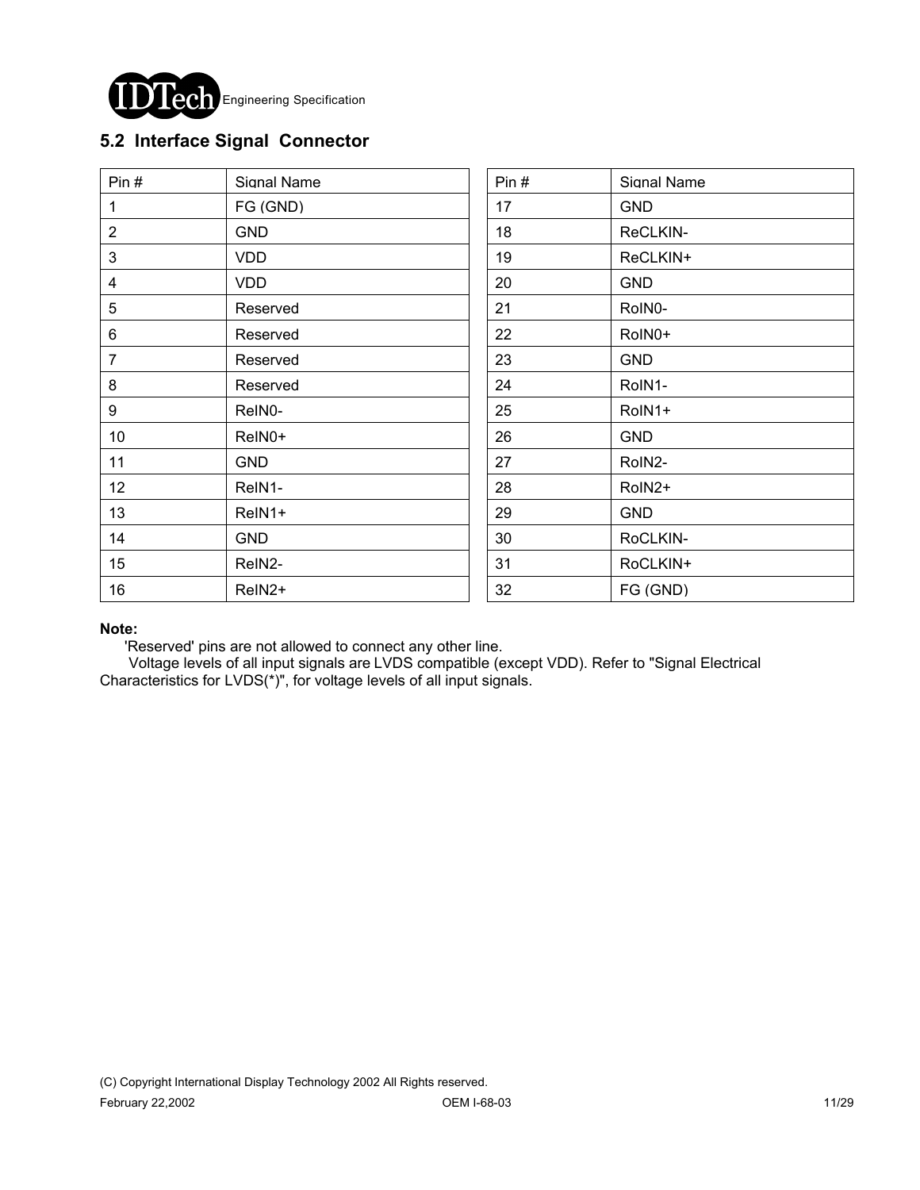## 5.2 Interface Signal Connector

| Pin # | Signal Name | Pin # | Signal Name |
|---|---|---|---|
| 1 | FG (GND) | 17 | GND |
| 2 | GND | 18 | ReCLKIN- |
| 3 | VDD | 19 | ReCLKIN+ |
| 4 | VDD | 20 | GND |
| 5 | Reserved | 21 | RoIN0- |
| 6 | Reserved | 22 | RoIN0+ |
| 7 | Reserved | 23 | GND |
| 8 | Reserved | 24 | RoIN1- |
| 9 | ReIN0- | 25 | RoIN1+ |
| 10 | ReIN0+ | 26 | GND |
| 11 | GND | 27 | RoIN2- |
| 12 | ReIN1- | 28 | RoIN2+ |
| 13 | ReIN1+ | 29 | GND |
| 14 | GND | 30 | RoCLKIN- |
| 15 | ReIN2- | 31 | RoCLKIN+ |
| 16 | ReIN2+ | 32 | FG (GND) |

**Note:**

'Reserved' pins are not allowed to connect any other line.

Voltage levels of all input signals are LVDS compatible (except VDD). Refer to "Signal Electrical Characteristics for LVDS(*)", for voltage levels of all input signals.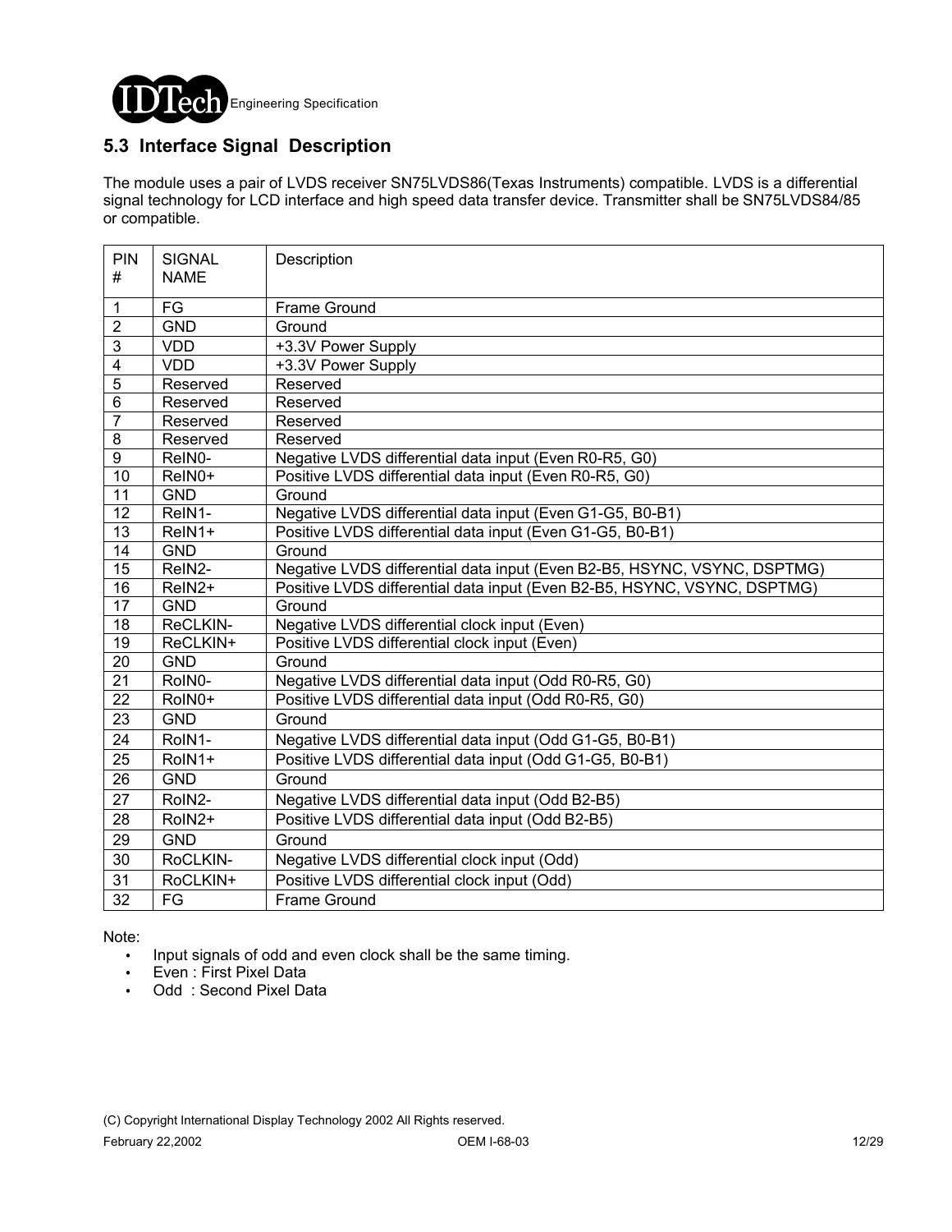## 5.3 Interface Signal Description

The module uses a pair of LVDS receiver SN75LVDS86(Texas Instruments) compatible. LVDS is a differential signal technology for LCD interface and high speed data transfer device. Transmitter shall be SN75LVDS84/85 or compatible.

| PIN # | SIGNAL NAME | Description |
|---|---|---|
| 1 | FG | Frame Ground |
| 2 | GND | Ground |
| 3 | VDD | +3.3V Power Supply |
| 4 | VDD | +3.3V Power Supply |
| 5 | Reserved | Reserved |
| 6 | Reserved | Reserved |
| 7 | Reserved | Reserved |
| 8 | Reserved | Reserved |
| 9 | ReIN0- | Negative LVDS differential data input (Even R0-R5, G0) |
| 10 | ReIN0+ | Positive LVDS differential data input (Even R0-R5, G0) |
| 11 | GND | Ground |
| 12 | ReIN1- | Negative LVDS differential data input (Even G1-G5, B0-B1) |
| 13 | ReIN1+ | Positive LVDS differential data input (Even G1-G5, B0-B1) |
| 14 | GND | Ground |
| 15 | ReIN2- | Negative LVDS differential data input (Even B2-B5, HSYNC, VSYNC, DSPTMG) |
| 16 | ReIN2+ | Positive LVDS differential data input (Even B2-B5, HSYNC, VSYNC, DSPTMG) |
| 17 | GND | Ground |
| 18 | ReCLKIN- | Negative LVDS differential clock input (Even) |
| 19 | ReCLKIN+ | Positive LVDS differential clock input (Even) |
| 20 | GND | Ground |
| 21 | RoIN0- | Negative LVDS differential data input (Odd R0-R5, G0) |
| 22 | RoIN0+ | Positive LVDS differential data input (Odd R0-R5, G0) |
| 23 | GND | Ground |
| 24 | RoIN1- | Negative LVDS differential data input (Odd G1-G5, B0-B1) |
| 25 | RoIN1+ | Positive LVDS differential data input (Odd G1-G5, B0-B1) |
| 26 | GND | Ground |
| 27 | RoIN2- | Negative LVDS differential data input (Odd B2-B5) |
| 28 | RoIN2+ | Positive LVDS differential data input (Odd B2-B5) |
| 29 | GND | Ground |
| 30 | RoCLKIN- | Negative LVDS differential clock input (Odd) |
| 31 | RoCLKIN+ | Positive LVDS differential clock input (Odd) |
| 32 | FG | Frame Ground |

Note:

- Input signals of odd and even clock shall be the same timing.
- Even : First Pixel Data
- Odd : Second Pixel Data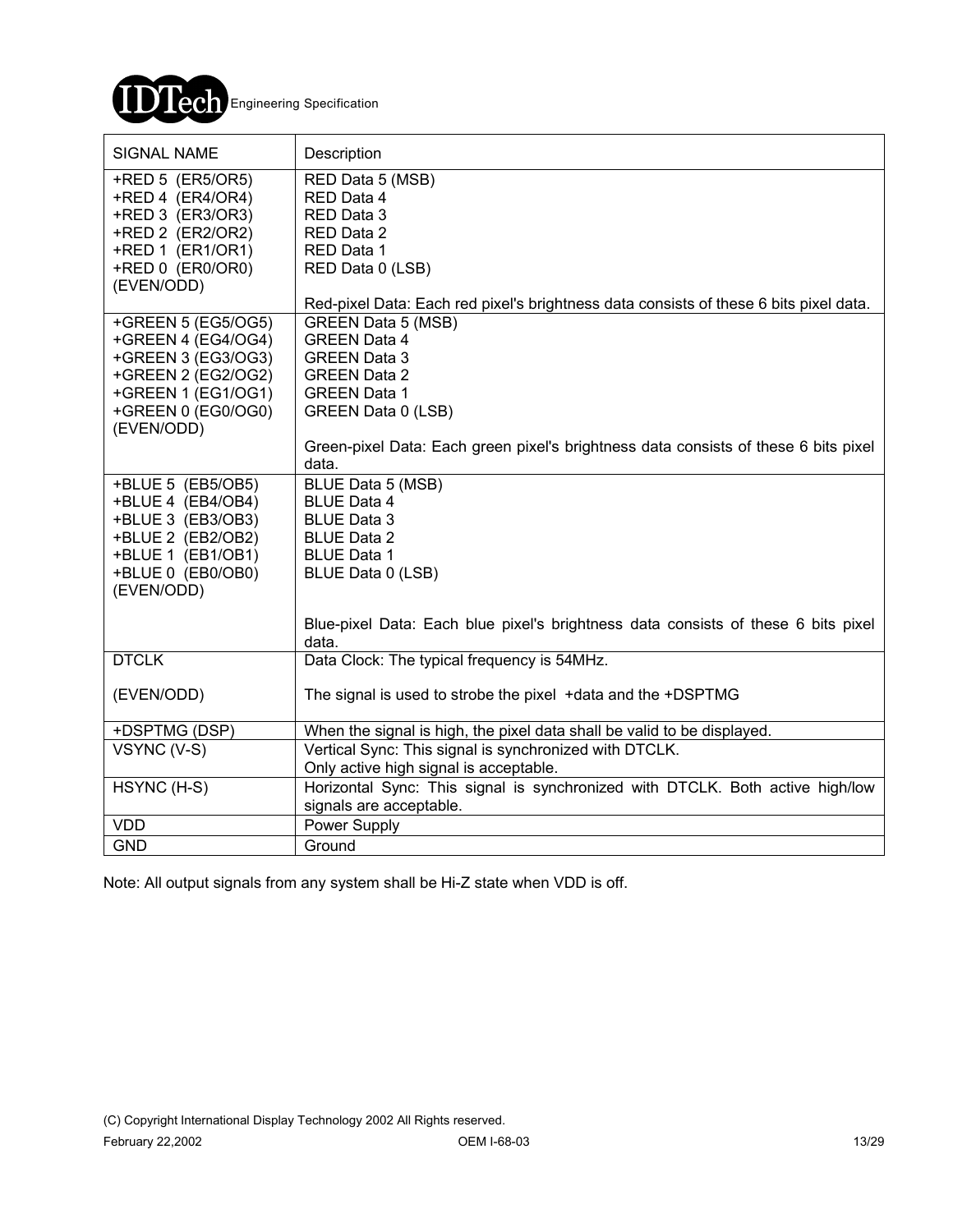| SIGNAL NAME | Description |
| --- | --- |
| +RED 5 (ER5/OR5)<br>+RED 4 (ER4/OR4)<br>+RED 3 (ER3/OR3)<br>+RED 2 (ER2/OR2)<br>+RED 1 (ER1/OR1)<br>+RED 0 (ER0/OR0)<br>(EVEN/ODD) | RED Data 5 (MSB)<br>RED Data 4<br>RED Data 3<br>RED Data 2<br>RED Data 1<br>RED Data 0 (LSB)<br><br>Red-pixel Data: Each red pixel's brightness data consists of these 6 bits pixel data. |
| +GREEN 5 (EG5/OG5)<br>+GREEN 4 (EG4/OG4)<br>+GREEN 3 (EG3/OG3)<br>+GREEN 2 (EG2/OG2)<br>+GREEN 1 (EG1/OG1)<br>+GREEN 0 (EG0/OG0)<br>(EVEN/ODD) | GREEN Data 5 (MSB)<br>GREEN Data 4<br>GREEN Data 3<br>GREEN Data 2<br>GREEN Data 1<br>GREEN Data 0 (LSB)<br><br>Green-pixel Data: Each green pixel's brightness data consists of these 6 bits pixel data. |
| +BLUE 5 (EB5/OB5)<br>+BLUE 4 (EB4/OB4)<br>+BLUE 3 (EB3/OB3)<br>+BLUE 2 (EB2/OB2)<br>+BLUE 1 (EB1/OB1)<br>+BLUE 0 (EB0/OB0)<br>(EVEN/ODD) | BLUE Data 5 (MSB)<br>BLUE Data 4<br>BLUE Data 3<br>BLUE Data 2<br>BLUE Data 1<br>BLUE Data 0 (LSB)<br><br>Blue-pixel Data: Each blue pixel's brightness data consists of these 6 bits pixel data. |
| DTCLK<br><br>(EVEN/ODD) | Data Clock: The typical frequency is 54MHz.<br><br>The signal is used to strobe the pixel +data and the +DSPTMG |
| +DSPTMG (DSP) | When the signal is high, the pixel data shall be valid to be displayed. |
| VSYNC (V-S) | Vertical Sync: This signal is synchronized with DTCLK.<br>Only active high signal is acceptable. |
| HSYNC (H-S) | Horizontal Sync: This signal is synchronized with DTCLK. Both active high/low signals are acceptable. |
| VDD | Power Supply |
| GND | Ground |

Note: All output signals from any system shall be Hi-Z state when VDD is off.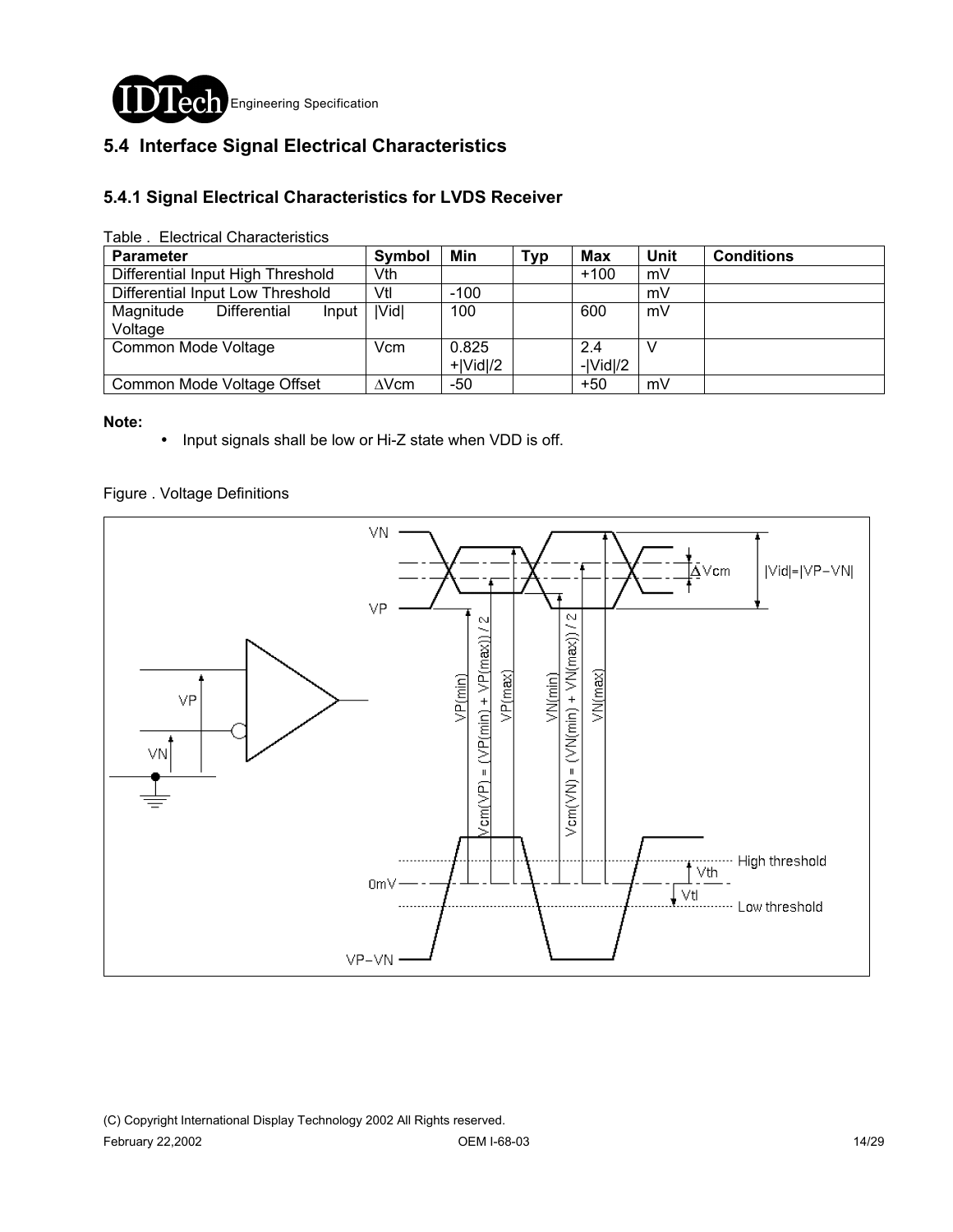## 5.4 Interface Signal Electrical Characteristics

### 5.4.1 Signal Electrical Characteristics for LVDS Receiver

Table . Electrical Characteristics

| Parameter | Symbol | Min | Typ | Max | Unit | Conditions |
|---|---|---|---|---|---|---|
| Differential Input High Threshold | Vth | | | +100 | mV | |
| Differential Input Low Threshold | Vtl | -100 | | | mV | |
| Magnitude Differential Input Voltage | \|Vid\| | 100 | | 600 | mV | |
| Common Mode Voltage | Vcm | 0.825 +\|Vid\|/2 | | 2.4 -\|Vid\|/2 | V | |
| Common Mode Voltage Offset | ∆Vcm | -50 | | +50 | mV | |

**Note:**

- Input signals shall be low or Hi-Z state when VDD is off.

Figure . Voltage Definitions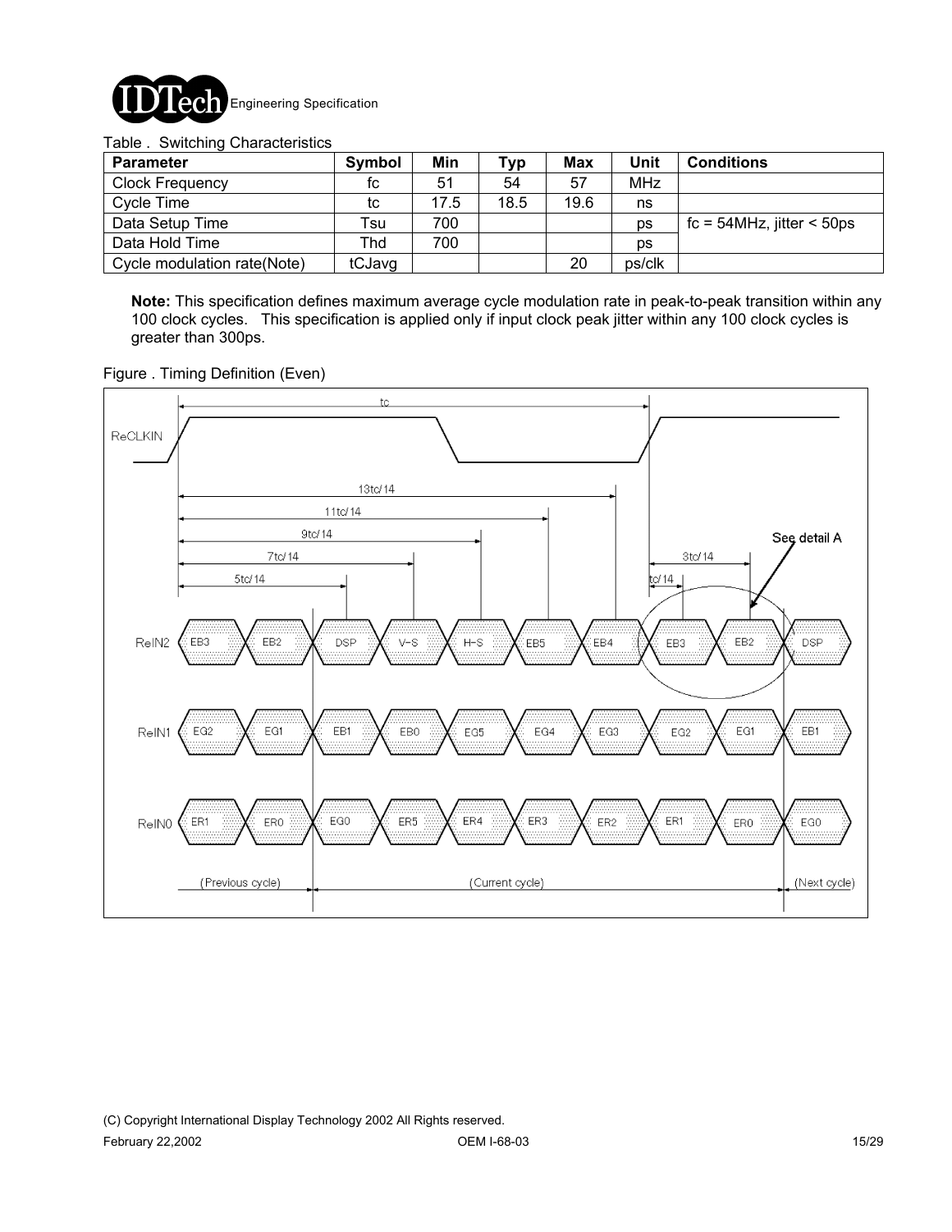Table . Switching Characteristics

| Parameter | Symbol | Min | Typ | Max | Unit | Conditions |
|---|---|---|---|---|---|---|
| Clock Frequency | fc | 51 | 54 | 57 | MHz | |
| Cycle Time | tc | 17.5 | 18.5 | 19.6 | ns | |
| Data Setup Time | Tsu | 700 | | | ps | fc = 54MHz, jitter < 50ps |
| Data Hold Time | Thd | 700 | | | ps | |
| Cycle modulation rate(Note) | tCJavg | | | 20 | ps/clk | |

**Note:** This specification defines maximum average cycle modulation rate in peak-to-peak transition within any 100 clock cycles. This specification is applied only if input clock peak jitter within any 100 clock cycles is greater than 300ps.

Figure . Timing Definition (Even)

ReCLKIN — tc

13tc/14, 11tc/14, 9tc/14, 7tc/14, 5tc/14, 3tc/14, tc/14

See detail A

ReIN2: EB3, EB2, DSP, V-S, H-S, EB5, EB4, EB3, EB2, DSP

ReIN1: EG2, EG1, EB1, EB0, EG5, EG4, EG3, EG2, EG1, EB1

ReIN0: ER1, ER0, EG0, ER5, ER4, ER3, ER2, ER1, ER0, EG0

(Previous cycle) (Current cycle) (Next cycle)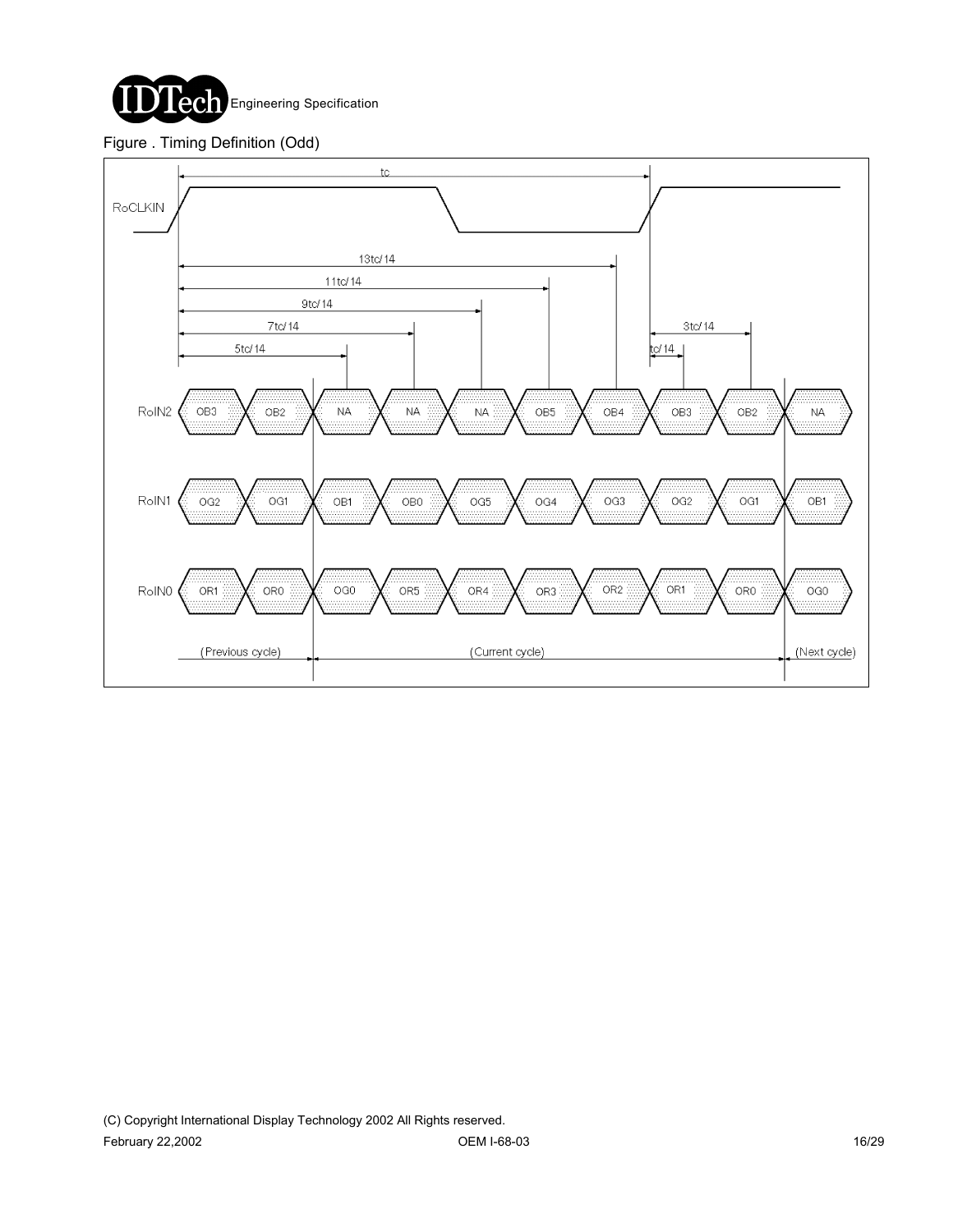Figure . Timing Definition (Odd)

RoCLKIN

tc

13tc/14

11tc/14

9tc/14

7tc/14

5tc/14

3tc/14

tc/14

RoIN2: OB3, OB2, NA, NA, NA, OB5, OB4, OB3, OB2, NA

RoIN1: OG2, OG1, OB1, OB0, OG5, OG4, OG3, OG2, OG1, OB1

RoIN0: OR1, OR0, OG0, OR5, OR4, OR3, OR2, OR1, OR0, OG0

(Previous cycle) (Current cycle) (Next cycle)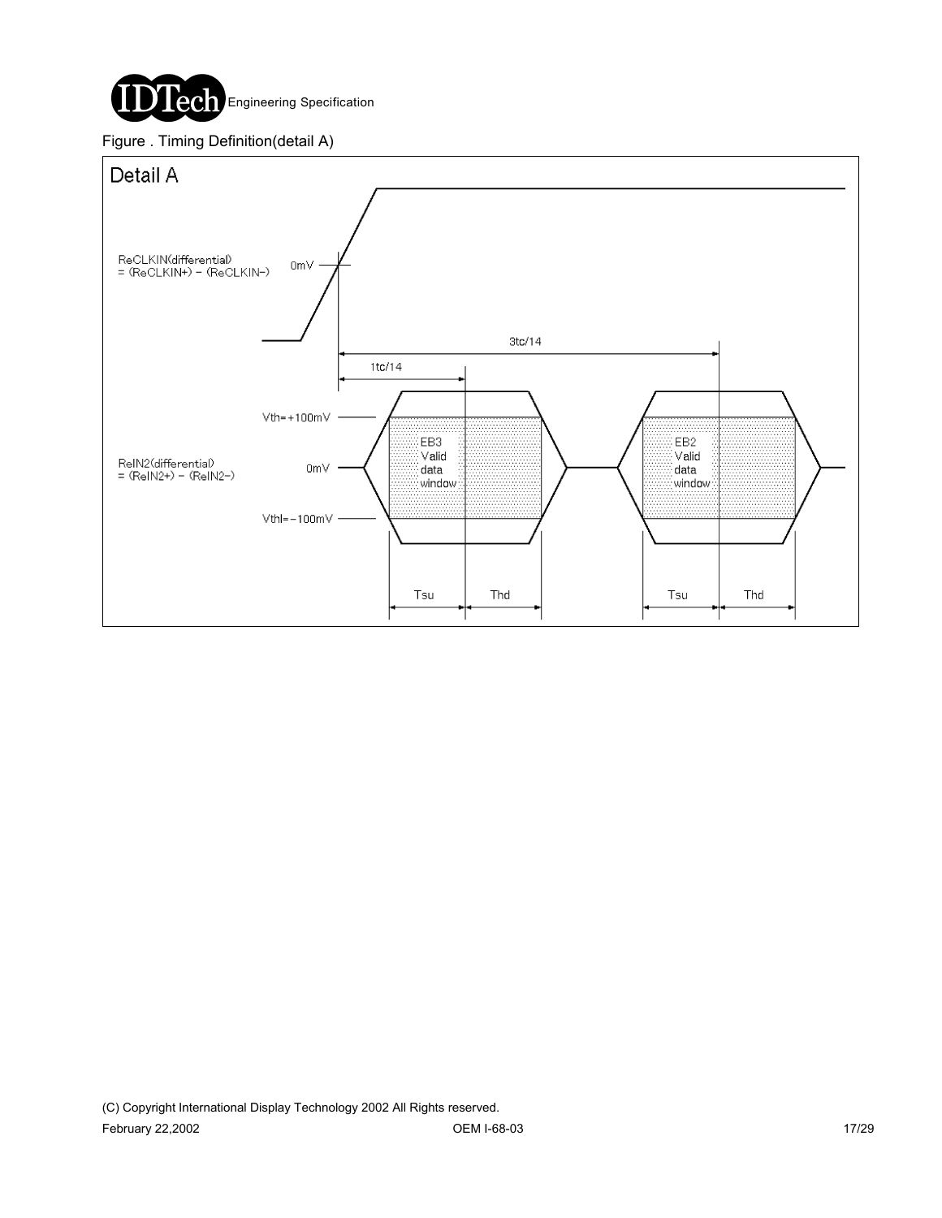Figure . Timing Definition(detail A)

Detail A

ReCLKIN(differential) = (ReCLKIN+) - (ReCLKIN-)

0mV

3tc/14

1tc/14

Vth=+100mV

ReIN2(differential) = (ReIN2+) - (ReIN2-)

0mV

Vthl=-100mV

EB3 Valid data window

EB2 Valid data window

Tsu Thd Tsu Thd

(C) Copyright International Display Technology 2002 All Rights reserved.

February 22,2002 OEM I-68-03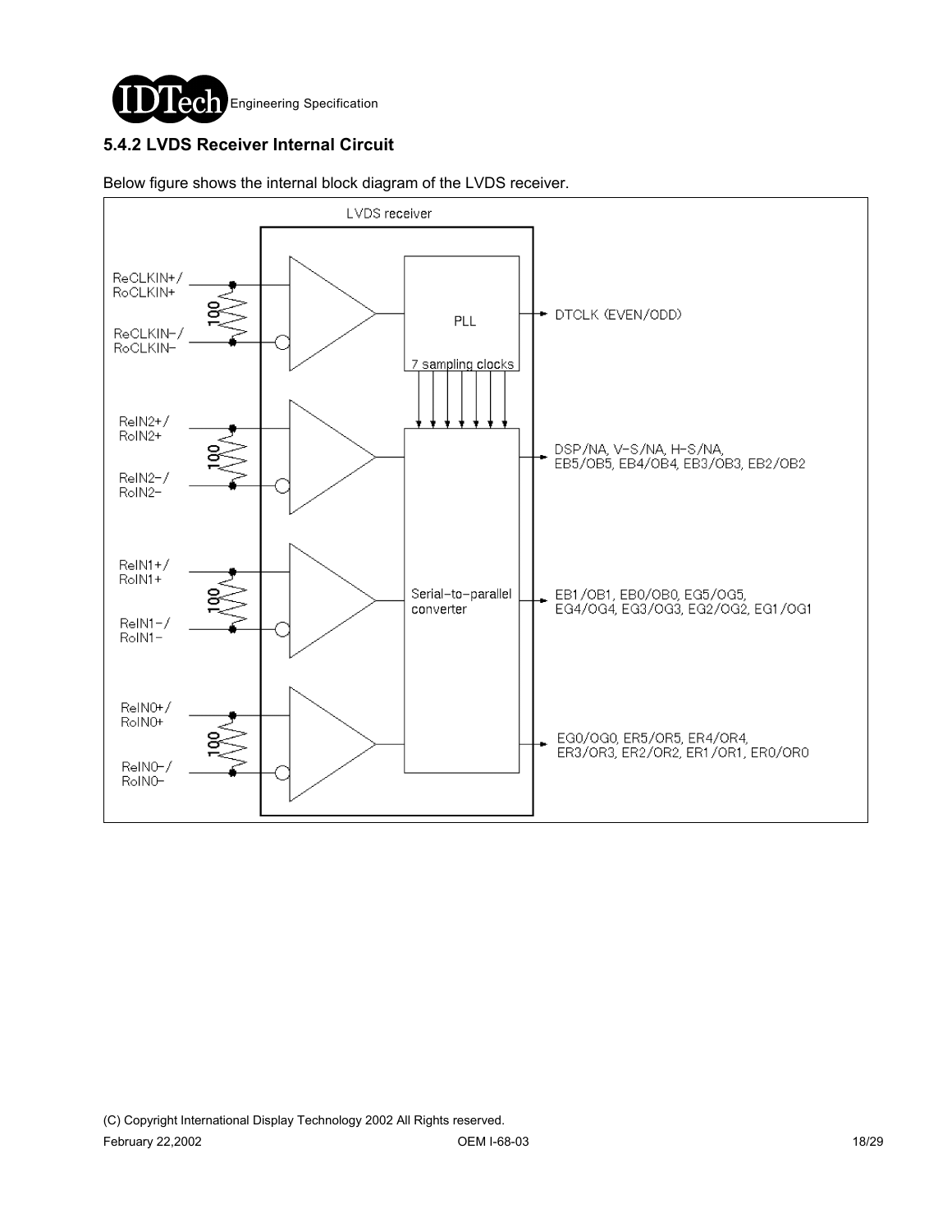### 5.4.2 LVDS Receiver Internal Circuit

Below figure shows the internal block diagram of the LVDS receiver.

LVDS receiver

| Input | Termination | Block | Output |
| --- | --- | --- | --- |
| ReCLKIN+/RoCLKIN+, ReCLKIN-/RoCLKIN- | 100 | PLL (7 sampling clocks) | DTCLK (EVEN/ODD) |
| ReIN2+/RoIN2+, ReIN2-/RoIN2- | 100 | Serial-to-parallel converter | DSP/NA, V-S/NA, H-S/NA, EB5/OB5, EB4/OB4, EB3/OB3, EB2/OB2 |
| ReIN1+/RoIN1+, ReIN1-/RoIN1- | 100 | Serial-to-parallel converter | EB1/OB1, EB0/OB0, EG5/OG5, EG4/OG4, EG3/OG3, EG2/OG2, EG1/OG1 |
| ReIN0+/RoIN0+, ReIN0-/RoIN0- | 100 | Serial-to-parallel converter | EG0/OG0, ER5/OR5, ER4/OR4, ER3/OR3, ER2/OR2, ER1/OR1, ER0/OR0 |

(C) Copyright International Display Technology 2002 All Rights reserved.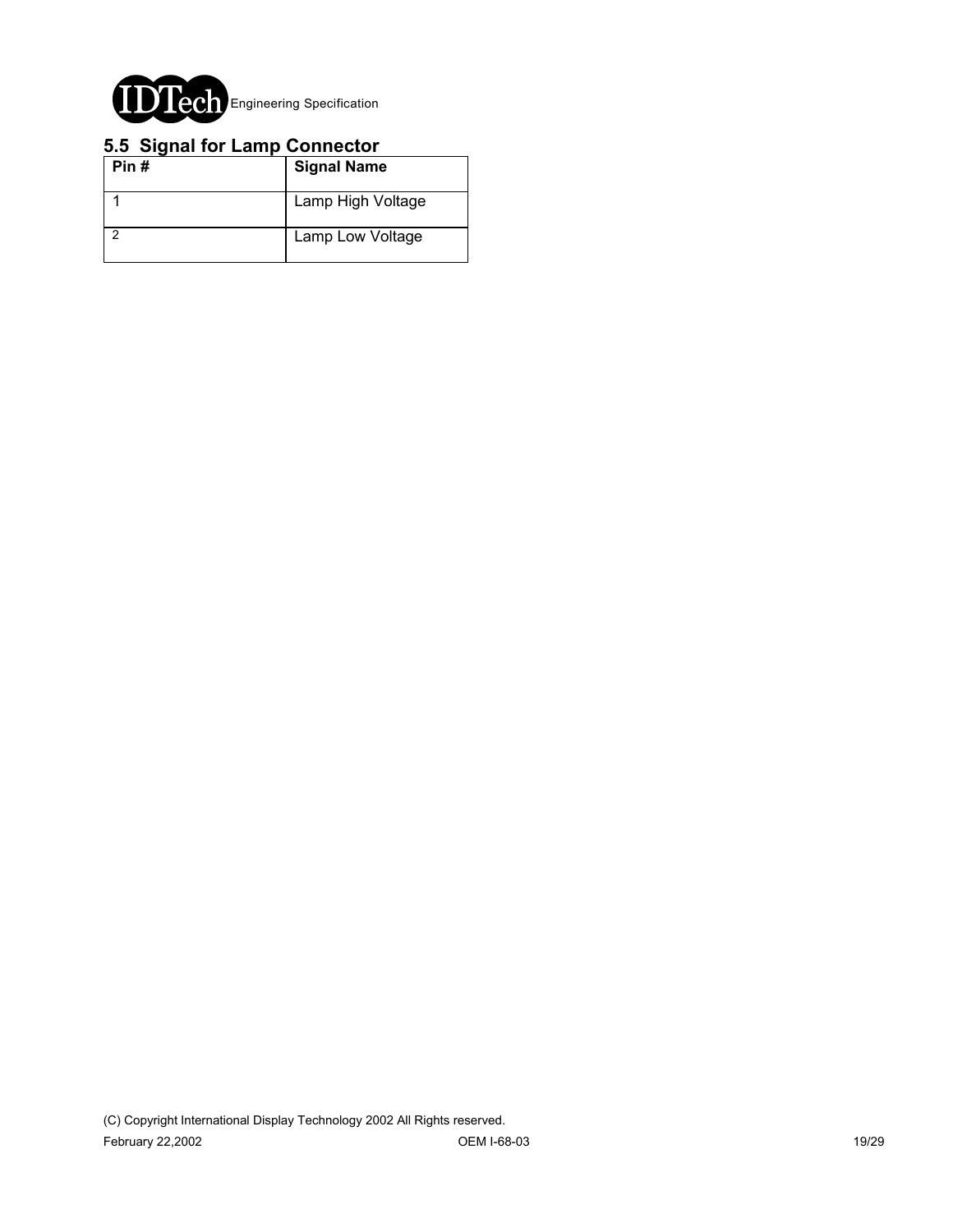## 5.5 Signal for Lamp Connector

| Pin # | Signal Name |
|---|---|
| 1 | Lamp High Voltage |
| 2 | Lamp Low Voltage |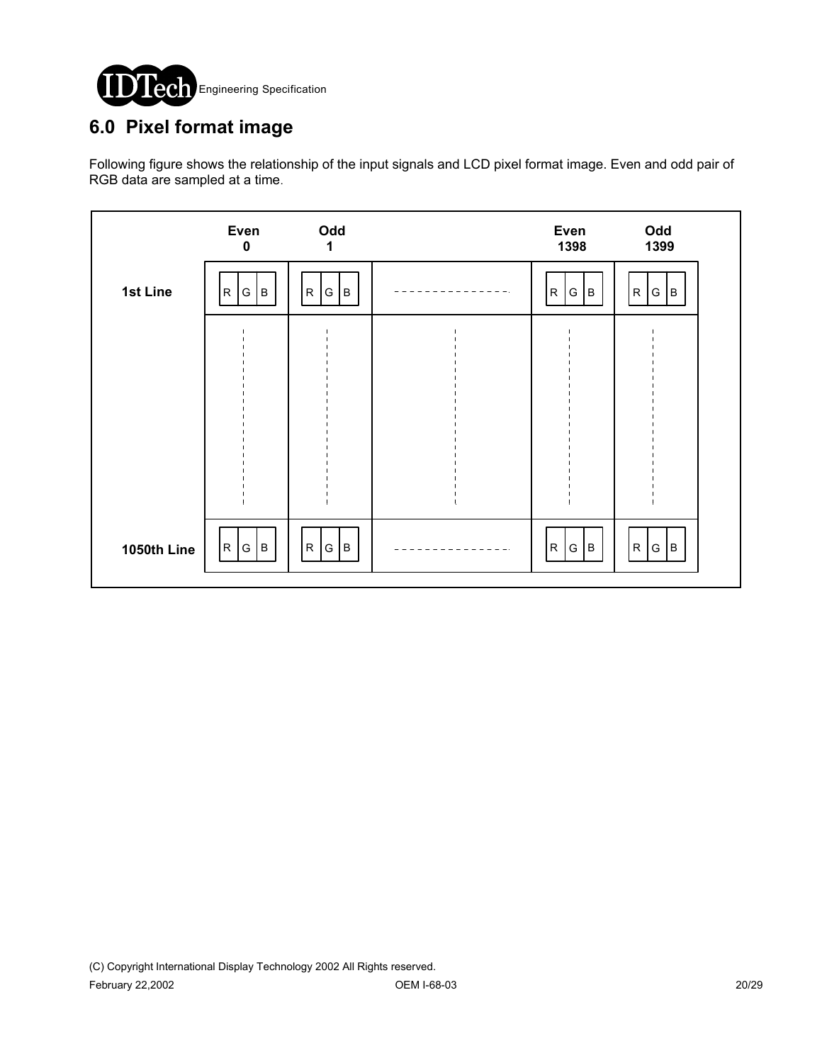# 6.0 Pixel format image

Following figure shows the relationship of the input signals and LCD pixel format image. Even and odd pair of RGB data are sampled at a time.

| | Even 0 | Odd 1 | | Even 1398 | Odd 1399 |
|---|---|---|---|---|---|
| 1st Line | R G B | R G B | - - - - - - - - - - - - - - - | R G B | R G B |
| | ¦ | ¦ | ¦ | ¦ | ¦ |
| 1050th Line | R G B | R G B | - - - - - - - - - - - - - - - | R G B | R G B |

(C) Copyright International Display Technology 2002 All Rights reserved.

February 22,2002 OEM I-68-03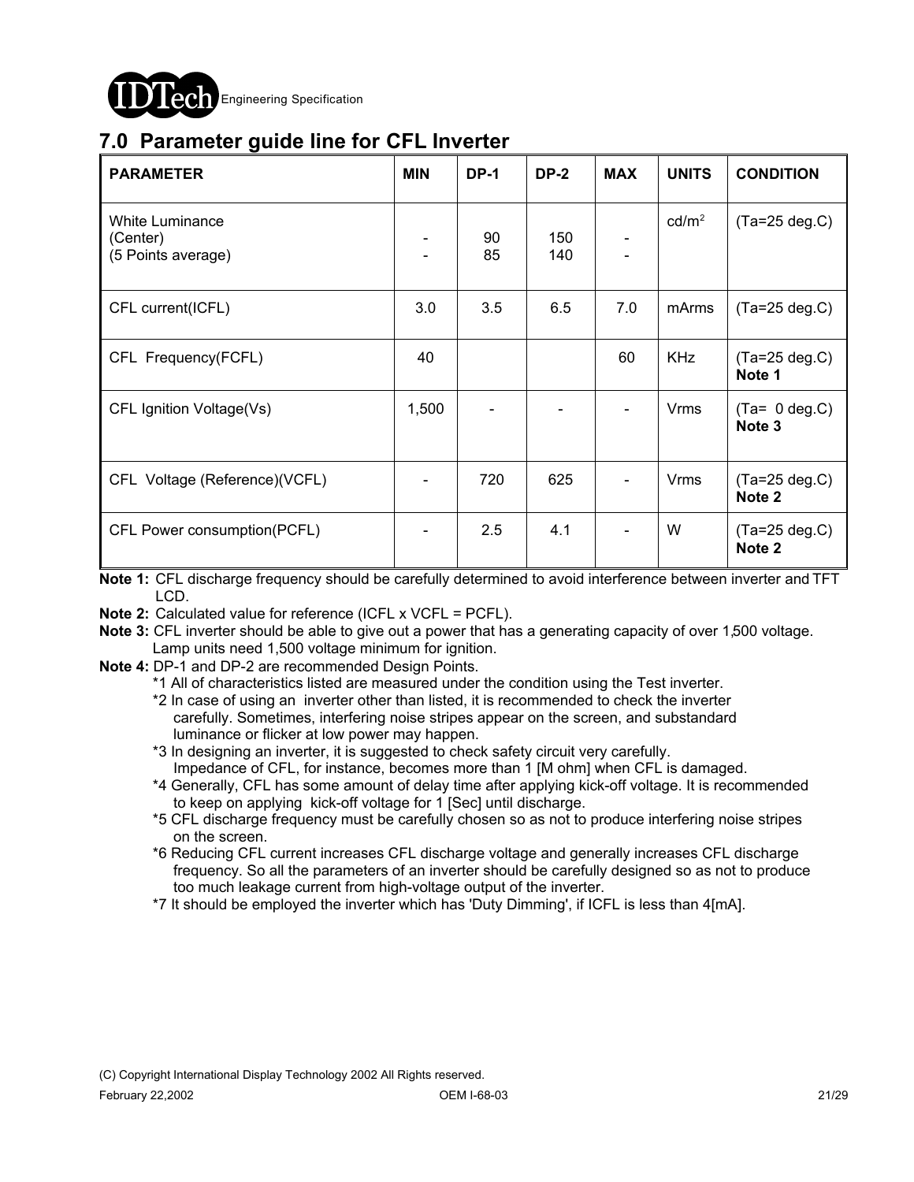## 7.0 Parameter guide line for CFL Inverter

| PARAMETER | MIN | DP-1 | DP-2 | MAX | UNITS | CONDITION |
|---|---|---|---|---|---|---|
| White Luminance<br>(Center)<br>(5 Points average) | -<br>- | 90<br>85 | 150<br>140 | -<br>- | cd/m$^2$ | (Ta=25 deg.C) |
| CFL current(ICFL) | 3.0 | 3.5 | 6.5 | 7.0 | mArms | (Ta=25 deg.C) |
| CFL Frequency(FCFL) | 40 | | | 60 | KHz | (Ta=25 deg.C)<br>**Note 1** |
| CFL Ignition Voltage(Vs) | 1,500 | - | - | - | Vrms | (Ta= 0 deg.C)<br>**Note 3** |
| CFL Voltage (Reference)(VCFL) | - | 720 | 625 | - | Vrms | (Ta=25 deg.C)<br>**Note 2** |
| CFL Power consumption(PCFL) | - | 2.5 | 4.1 | - | W | (Ta=25 deg.C)<br>**Note 2** |

**Note 1:** CFL discharge frequency should be carefully determined to avoid interference between inverter and TFT LCD.

**Note 2:** Calculated value for reference (ICFL x VCFL = PCFL).

**Note 3:** CFL inverter should be able to give out a power that has a generating capacity of over 1,500 voltage. Lamp units need 1,500 voltage minimum for ignition.

**Note 4:** DP-1 and DP-2 are recommended Design Points.

- *1 All of characteristics listed are measured under the condition using the Test inverter.
- *2 In case of using an inverter other than listed, it is recommended to check the inverter carefully. Sometimes, interfering noise stripes appear on the screen, and substandard luminance or flicker at low power may happen.
- *3 In designing an inverter, it is suggested to check safety circuit very carefully. Impedance of CFL, for instance, becomes more than 1 [M ohm] when CFL is damaged.
- *4 Generally, CFL has some amount of delay time after applying kick-off voltage. It is recommended to keep on applying kick-off voltage for 1 [Sec] until discharge.
- *5 CFL discharge frequency must be carefully chosen so as not to produce interfering noise stripes on the screen.
- *6 Reducing CFL current increases CFL discharge voltage and generally increases CFL discharge frequency. So all the parameters of an inverter should be carefully designed so as not to produce too much leakage current from high-voltage output of the inverter.
- *7 It should be employed the inverter which has 'Duty Dimming', if ICFL is less than 4[mA].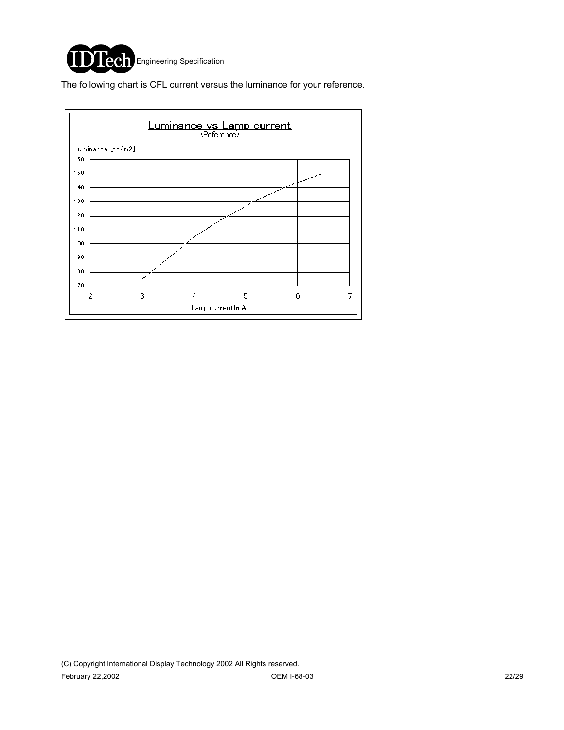The following chart is CFL current versus the luminance for your reference.

Luminance vs Lamp current
(Reference)

Luminance [cd/m2]

160
150
140
130
120
110
100
90
80
70

2 3 4 5 6 7

Lamp current [mA]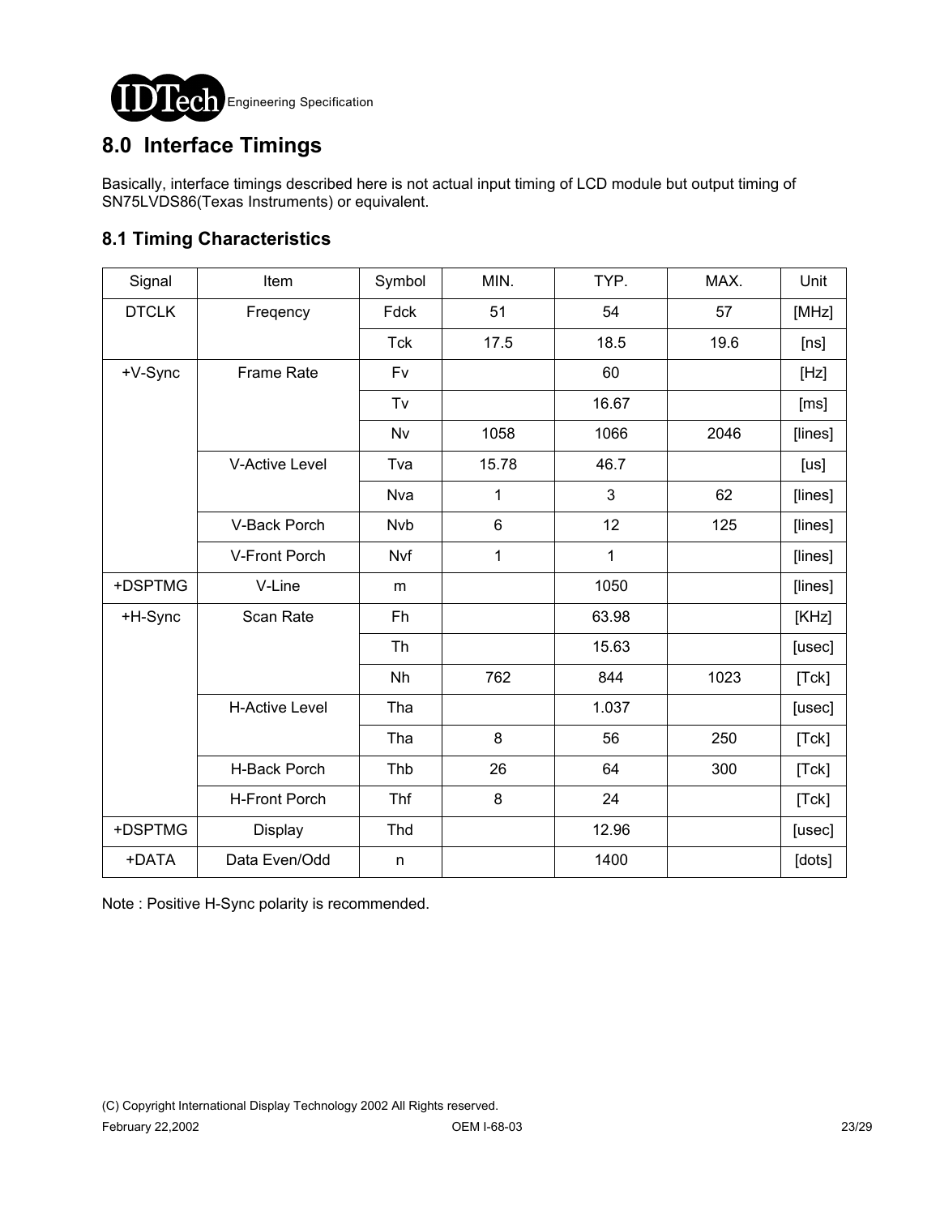# 8.0 Interface Timings

Basically, interface timings described here is not actual input timing of LCD module but output timing of SN75LVDS86(Texas Instruments) or equivalent.

## 8.1 Timing Characteristics

| Signal | Item | Symbol | MIN. | TYP. | MAX. | Unit |
|---|---|---|---|---|---|---|
| DTCLK | Freqency | Fdck | 51 | 54 | 57 | [MHz] |
| | | Tck | 17.5 | 18.5 | 19.6 | [ns] |
| +V-Sync | Frame Rate | Fv | | 60 | | [Hz] |
| | | Tv | | 16.67 | | [ms] |
| | | Nv | 1058 | 1066 | 2046 | [lines] |
| | V-Active Level | Tva | 15.78 | 46.7 | | [us] |
| | | Nva | 1 | 3 | 62 | [lines] |
| | V-Back Porch | Nvb | 6 | 12 | 125 | [lines] |
| | V-Front Porch | Nvf | 1 | 1 | | [lines] |
| +DSPTMG | V-Line | m | | 1050 | | [lines] |
| +H-Sync | Scan Rate | Fh | | 63.98 | | [KHz] |
| | | Th | | 15.63 | | [usec] |
| | | Nh | 762 | 844 | 1023 | [Tck] |
| | H-Active Level | Tha | | 1.037 | | [usec] |
| | | Tha | 8 | 56 | 250 | [Tck] |
| | H-Back Porch | Thb | 26 | 64 | 300 | [Tck] |
| | H-Front Porch | Thf | 8 | 24 | | [Tck] |
| +DSPTMG | Display | Thd | | 12.96 | | [usec] |
| +DATA | Data Even/Odd | n | | 1400 | | [dots] |

Note : Positive H-Sync polarity is recommended.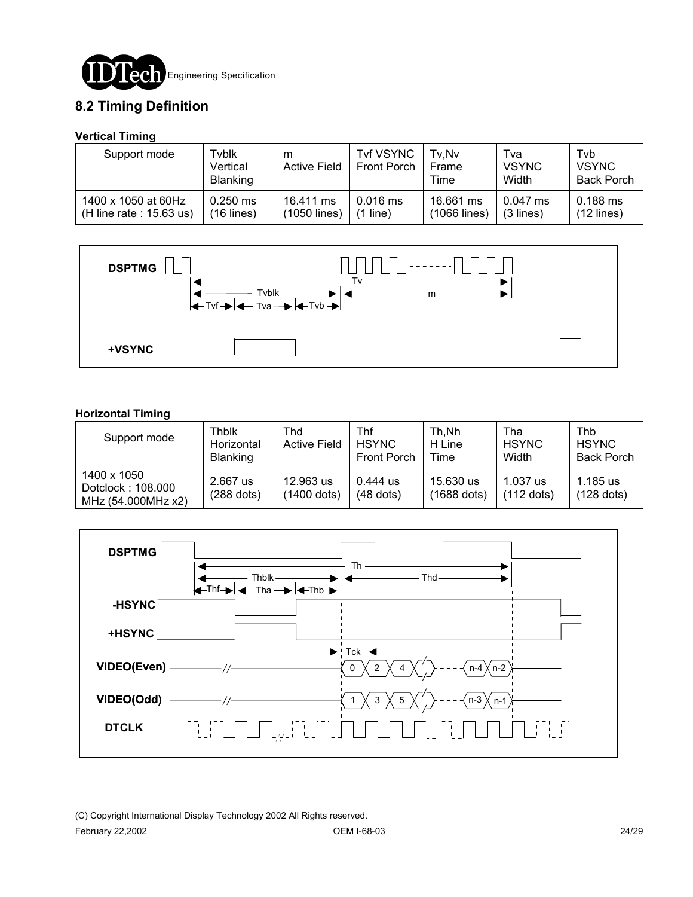## 8.2 Timing Definition

**Vertical Timing**

| Support mode | Tvblk Vertical Blanking | m Active Field | Tvf VSYNC Front Porch | Tv,Nv Frame Time | Tva VSYNC Width | Tvb VSYNC Back Porch |
|---|---|---|---|---|---|---|
| 1400 x 1050 at 60Hz (H line rate : 15.63 us) | 0.250 ms (16 lines) | 16.411 ms (1050 lines) | 0.016 ms (1 line) | 16.661 ms (1066 lines) | 0.047 ms (3 lines) | 0.188 ms (12 lines) |

**Horizontal Timing**

| Support mode | Thblk Horizontal Blanking | Thd Active Field | Thf HSYNC Front Porch | Th,Nh H Line Time | Tha HSYNC Width | Thb HSYNC Back Porch |
|---|---|---|---|---|---|---|
| 1400 x 1050 Dotclock : 108.000 MHz (54.000MHz x2) | 2.667 us (288 dots) | 12.963 us (1400 dots) | 0.444 us (48 dots) | 15.630 us (1688 dots) | 1.037 us (112 dots) | 1.185 us (128 dots) |

(C) Copyright International Display Technology 2002 All Rights reserved.

February 22,2002 OEM I-68-03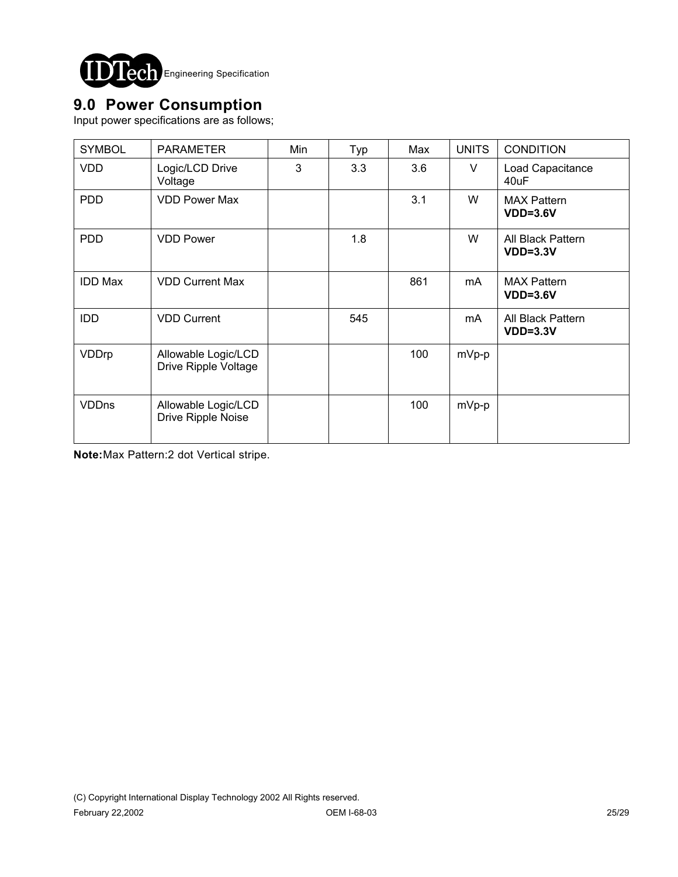## 9.0 Power Consumption

Input power specifications are as follows;

| SYMBOL | PARAMETER | Min | Typ | Max | UNITS | CONDITION |
|---|---|---|---|---|---|---|
| VDD | Logic/LCD Drive Voltage | 3 | 3.3 | 3.6 | V | Load Capacitance 40uF |
| PDD | VDD Power Max | | | 3.1 | W | MAX Pattern **VDD=3.6V** |
| PDD | VDD Power | | 1.8 | | W | All Black Pattern **VDD=3.3V** |
| IDD Max | VDD Current Max | | | 861 | mA | MAX Pattern **VDD=3.6V** |
| IDD | VDD Current | | 545 | | mA | All Black Pattern **VDD=3.3V** |
| VDDrp | Allowable Logic/LCD Drive Ripple Voltage | | | 100 | mVp-p | |
| VDDns | Allowable Logic/LCD Drive Ripple Noise | | | 100 | mVp-p | |

**Note:** Max Pattern:2 dot Vertical stripe.

(C) Copyright International Display Technology 2002 All Rights reserved.

February 22,2002 OEM I-68-03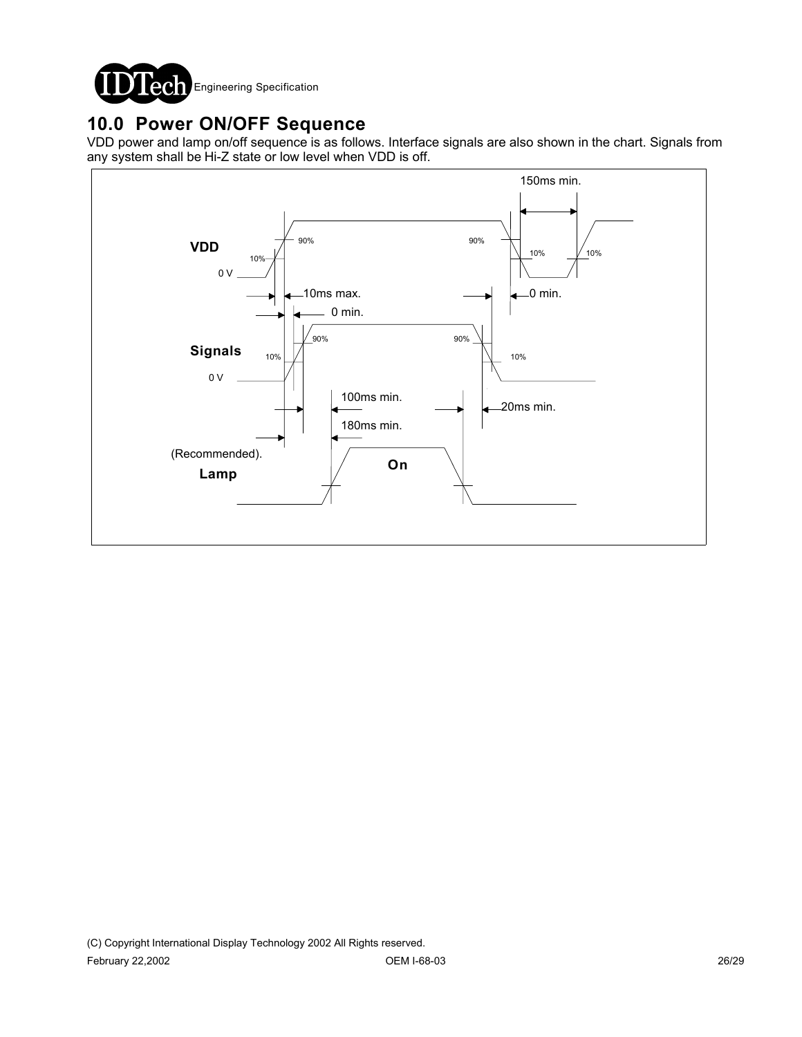## 10.0 Power ON/OFF Sequence

VDD power and lamp on/off sequence is as follows. Interface signals are also shown in the chart. Signals from any system shall be Hi-Z state or low level when VDD is off.

VDD

0 V

10%

90%

90%

10%

10%

150ms min.

10ms max.

0 min.

0 min.

Signals

0 V

10%

90%

90%

10%

100ms min.

20ms min.

180ms min.

(Recommended).

Lamp

On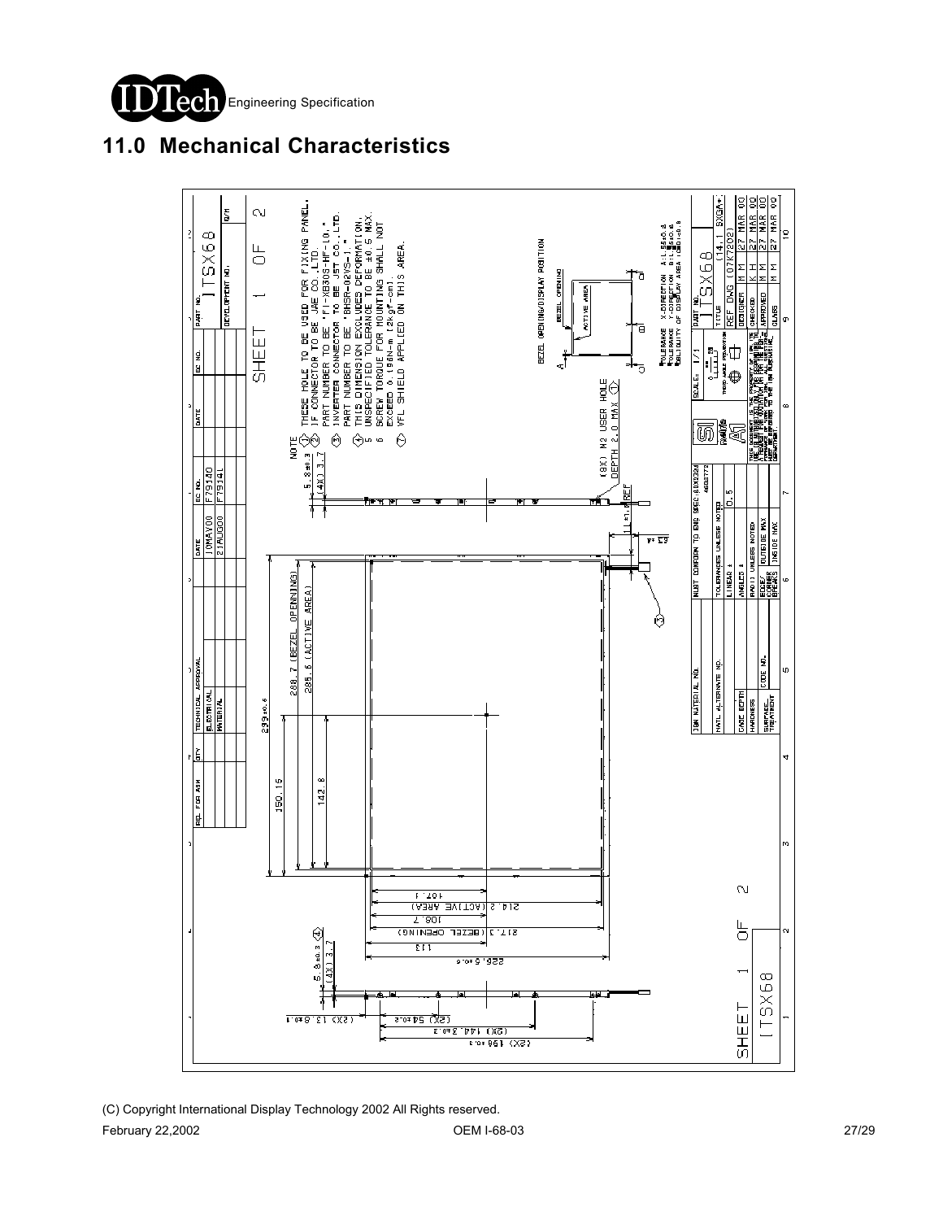# 11.0 Mechanical Characteristics

NOTE

1. THESE HOLE TO BE USED FOR FIXING PANEL.
2. I/F CONNECTOR TO BE JAE CO.,LTD. PART NUMBER TO BE "FI-XB30S-HF-10."
3. INVERTER CONNECTOR TO BE JST CO.,LTD. PART NUMBER TO BE "BHSR-02VS-1."
4. THIS DIMENSION EXCLUDES DEFORMATION.
5. UNSPECIFIED TOLERANCE TO BE ±0.5 MAX.
6. SCREW TORQUE FOR MOUNTING SHALL NOT EXCEED 0.196N-m (2kgf-cm).
7. VFL SHIELD APPLIED ON THIS AREA.

(8X) M2 USER HOLE DEPTH 2.0 MAX

BEZEL OPENING/DISPLAY POSITION

TOLERANCE X-DIRECTION A:1.55±0.8
TOLERANCE Y-DIRECTION B:1.55±0.8
OBLIQUITY OF DISPLAY AREA |C-D|<0.8

288.7 (BEZEL OPENNING)
285.6 (ACTIVE AREA)
299±0.5
150.15
142.8
107.1
214.2 (ACTIVE AREA)
108.7
217.3 (BEZEL OPENNING)
113
226.5±0.5
(2X) 13.8±0.1
(2X) 54±0.2
(2X) 144.3±0.3
(2X) 198±0.3
5.8±0.3
(4X) 3.7
11±1

| PART NO. | ITSX68 |
|---|---|
| TITLE | (14.1 SXGA+) |
| REF DWG | (07K7202) |
| SCALE | 1/1 |
| DESIGNER | M M 27 MAR 00 |
| CHECKED | K H 27 MAR 00 |
| APPROVED | M M 27 MAR 00 |
| | M M 27 MAR 00 |

| DATE | EC NO. |
|---|---|
| 10MAY00 | F79140 |
| 21AUG00 | F79141 |

MUST CONFORM TO ENG SPEC 9JX0324

TOLERANCES UNLESS NOTED: LINEAR ± 0.5

SHEET 1 OF 2

ITSX68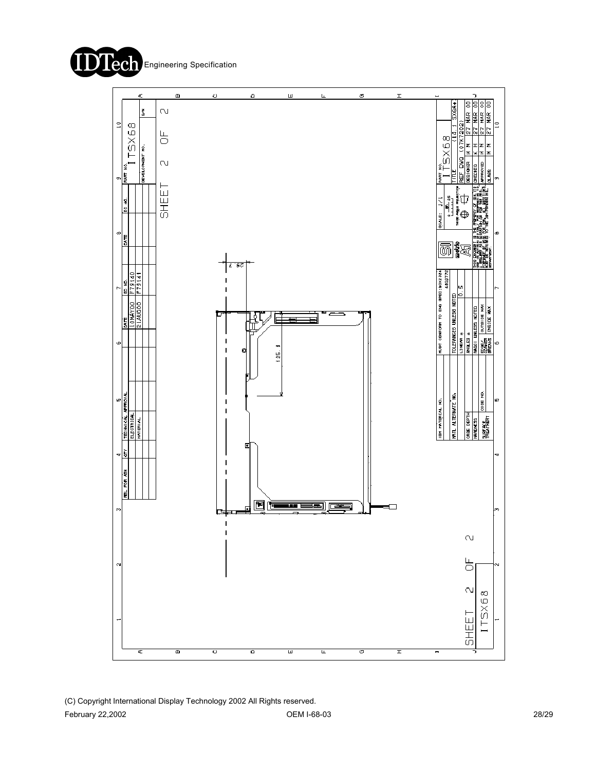Engineering Specification

SHEET 2 OF 2

ITSX68

| PART NO. | ITSX68 |
|---|---|
| TITLE | (14.1 SXGA+) |
| REF DWG | (07K7202) |
| DESIGNER | M M 27 MAR 00 |
| CHECKED | K H 27 MAR 00 |
| APPROVED | M M 27 MAR 00 |
| CLASS | |

| DATE | EC NO. |
|---|---|
| 10MAY00 | F79140 |
| 21AUG00 | F79141 |

SCALE: 1/1

TOLERANCES UNLESS NOTED
LINEAR ± 0.5

MUST CONFORM TO ENG SPEC: 80X2324 4859772

125.1

7.8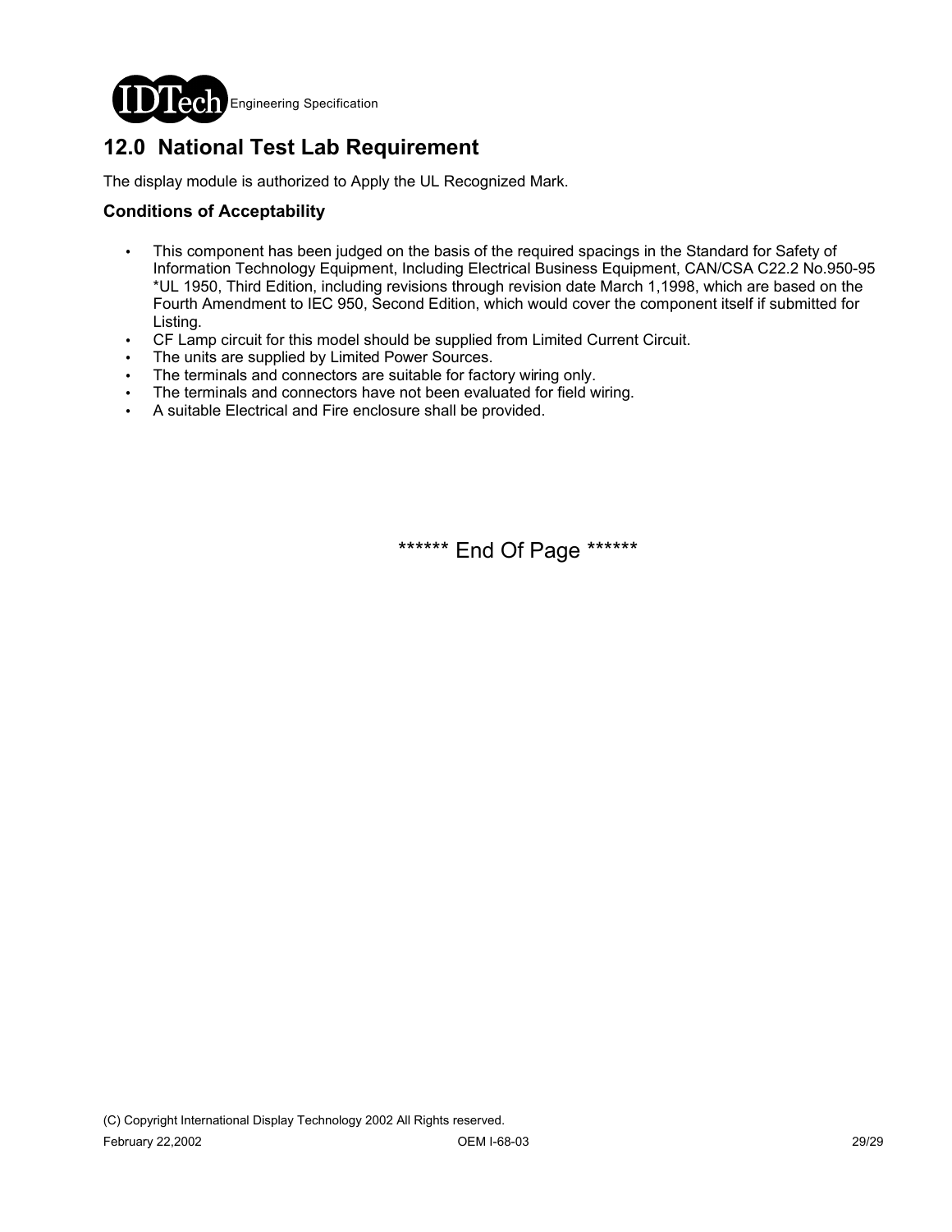## 12.0 National Test Lab Requirement

The display module is authorized to Apply the UL Recognized Mark.

### Conditions of Acceptability

- This component has been judged on the basis of the required spacings in the Standard for Safety of Information Technology Equipment, Including Electrical Business Equipment, CAN/CSA C22.2 No.950-95 *UL 1950, Third Edition, including revisions through revision date March 1,1998, which are based on the Fourth Amendment to IEC 950, Second Edition, which would cover the component itself if submitted for Listing.
- CF Lamp circuit for this model should be supplied from Limited Current Circuit.
- The units are supplied by Limited Power Sources.
- The terminals and connectors are suitable for factory wiring only.
- The terminals and connectors have not been evaluated for field wiring.
- A suitable Electrical and Fire enclosure shall be provided.

****** End Of Page ******